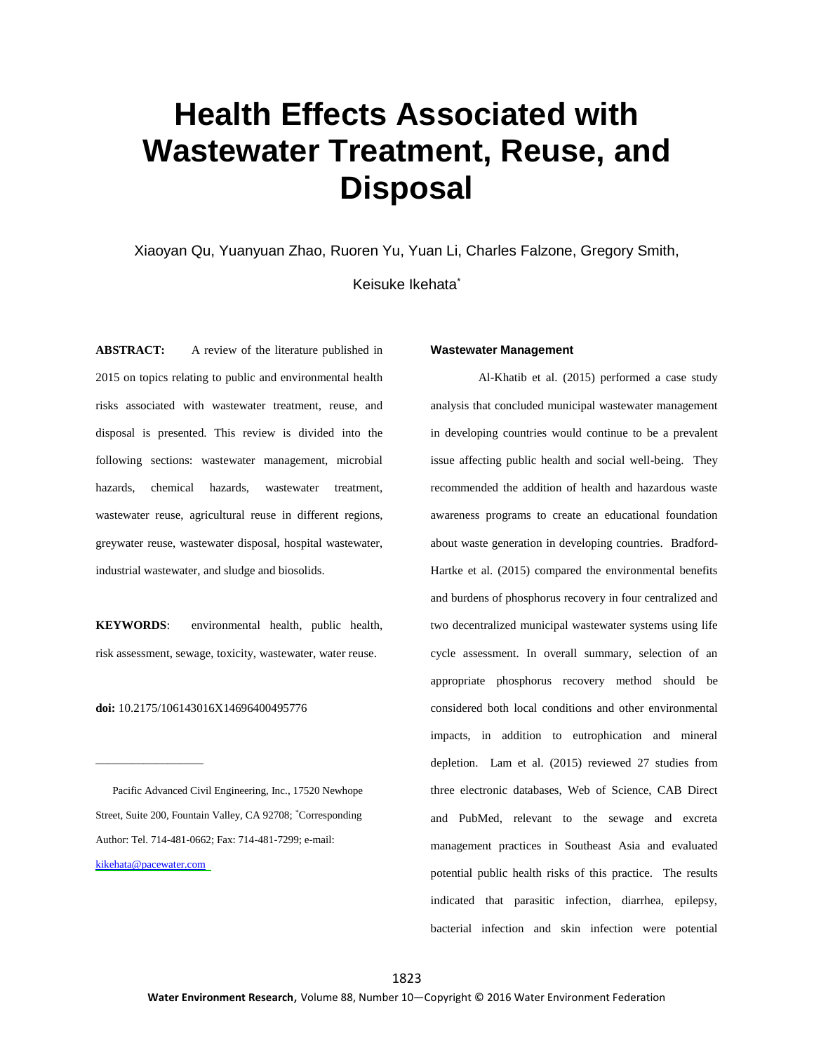# Health Effects Associated with Wastewater Treatment, Reuse, and Disposal

Xiaoyuan Qu, Yuanyuan Zhao, Ruoren Yu, Yuan Li, Charles Falzone, Gregory Smith, Keisuke Ikehata*

**ABSTRACT:** A review of the literature published in 2015 on topics relating to public and environmental health risks associated with wastewater treatment, reuse, and disposal is presented. This review is divided into the following sections: wastewater management, microbial hazards, chemical hazards, wastewater treatment, wastewater reuse, agricultural reuse in different regions, greywater reuse, wastewater disposal, hospital wastewater, industrial wastewater, and sludge and biosolids.

**KEYWORDS**: environmental health, public health, risk assessment, sewage, toxicity, wastewater, water reuse.

**doi:** 10.2175/106143016X14696400495776

---

Pacific Advanced Civil Engineering, Inc., 17520 Newhope Street, Suite 200, Fountain Valley, CA 92708; *Corresponding Author: Tel. 714-481-0662; Fax: 714-481-7299; e-mail: kikehata@pacewater.com

## Wastewater Management

Al-Khatib et al. (2015) performed a case study analysis that concluded municipal wastewater management in developing countries would continue to be a prevalent issue affecting public health and social well-being. They recommended the addition of health and hazardous waste awareness programs to create an educational foundation about waste generation in developing countries. Bradford-Hartke et al. (2015) compared the environmental benefits and burdens of phosphorus recovery in four centralized and two decentralized municipal wastewater systems using life cycle assessment. In overall summary, selection of an appropriate phosphorus recovery method should be considered both local conditions and other environmental impacts, in addition to eutrophication and mineral depletion. Lam et al. (2015) reviewed 27 studies from three electronic databases, Web of Science, CAB Direct and PubMed, relevant to the sewage and excreta management practices in Southeast Asia and evaluated potential public health risks of this practice. The results indicated that parasitic infection, diarrhea, epilepsy, bacterial infection and skin infection were potential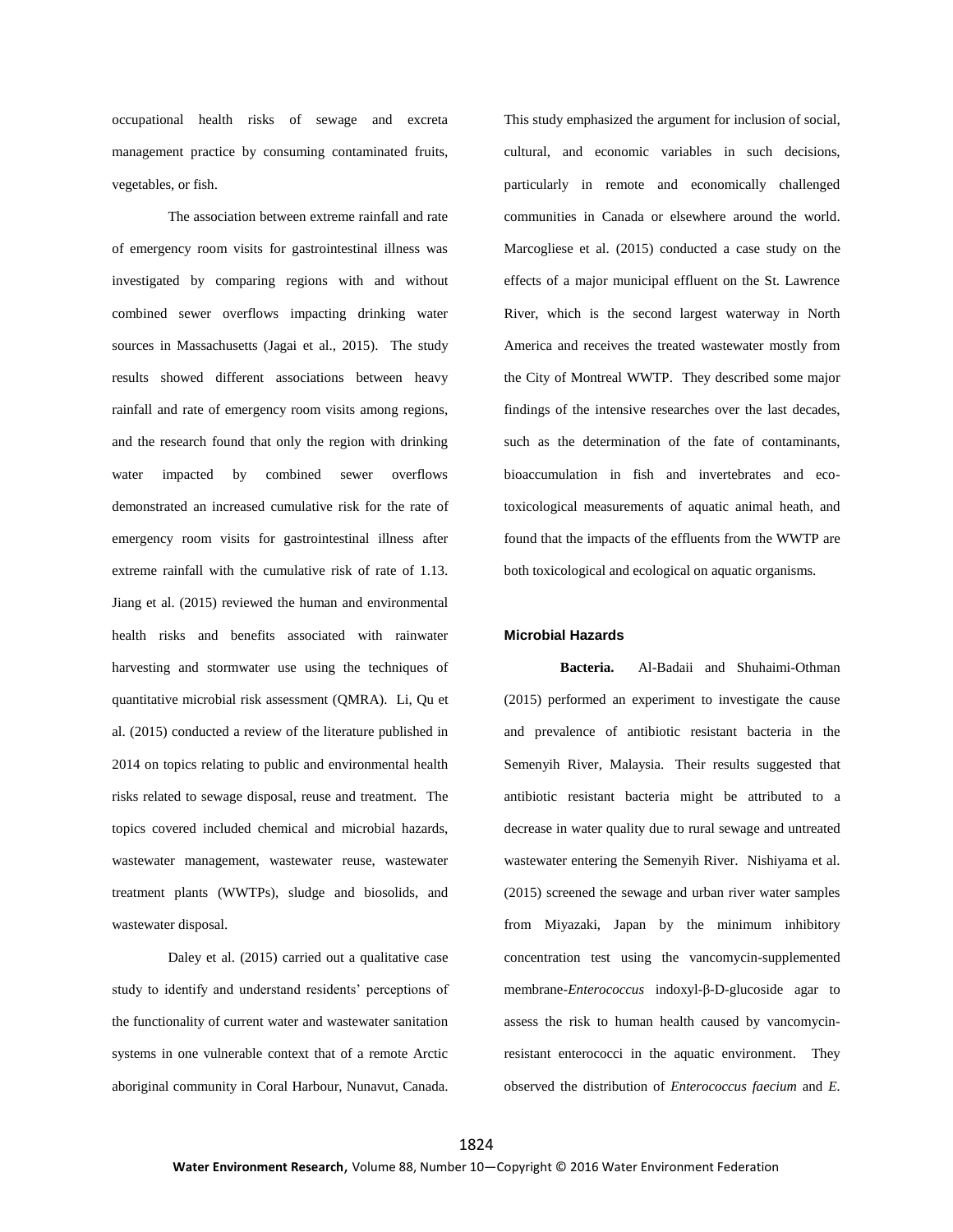occupational health risks of sewage and excreta management practice by consuming contaminated fruits, vegetables, or fish.

The association between extreme rainfall and rate of emergency room visits for gastrointestinal illness was investigated by comparing regions with and without combined sewer overflows impacting drinking water sources in Massachusetts (Jagai et al., 2015). The study results showed different associations between heavy rainfall and rate of emergency room visits among regions, and the research found that only the region with drinking water impacted by combined sewer overflows demonstrated an increased cumulative risk for the rate of emergency room visits for gastrointestinal illness after extreme rainfall with the cumulative risk of rate of 1.13. Jiang et al. (2015) reviewed the human and environmental health risks and benefits associated with rainwater harvesting and stormwater use using the techniques of quantitative microbial risk assessment (QMRA). Li, Qu et al. (2015) conducted a review of the literature published in 2014 on topics relating to public and environmental health risks related to sewage disposal, reuse and treatment. The topics covered included chemical and microbial hazards, wastewater management, wastewater reuse, wastewater treatment plants (WWTPs), sludge and biosolids, and wastewater disposal.

Daley et al. (2015) carried out a qualitative case study to identify and understand residents' perceptions of the functionality of current water and wastewater sanitation systems in one vulnerable context that of a remote Arctic aboriginal community in Coral Harbour, Nunavut, Canada. This study emphasized the argument for inclusion of social, cultural, and economic variables in such decisions, particularly in remote and economically challenged communities in Canada or elsewhere around the world. Marcogliese et al. (2015) conducted a case study on the effects of a major municipal effluent on the St. Lawrence River, which is the second largest waterway in North America and receives the treated wastewater mostly from the City of Montreal WWTP. They described some major findings of the intensive researches over the last decades, such as the determination of the fate of contaminants, bioaccumulation in fish and invertebrates and eco-toxicological measurements of aquatic animal heath, and found that the impacts of the effluents from the WWTP are both toxicological and ecological on aquatic organisms.

## Microbial Hazards

**Bacteria.** Al-Badaii and Shuhaimi-Othman (2015) performed an experiment to investigate the cause and prevalence of antibiotic resistant bacteria in the Semenyih River, Malaysia. Their results suggested that antibiotic resistant bacteria might be attributed to a decrease in water quality due to rural sewage and untreated wastewater entering the Semenyih River. Nishiyama et al. (2015) screened the sewage and urban river water samples from Miyazaki, Japan by the minimum inhibitory concentration test using the vancomycin-supplemented membrane-*Enterococcus* indoxyl-β-D-glucoside agar to assess the risk to human health caused by vancomycin-resistant enterococci in the aquatic environment. They observed the distribution of *Enterococcus faecium* and *E.*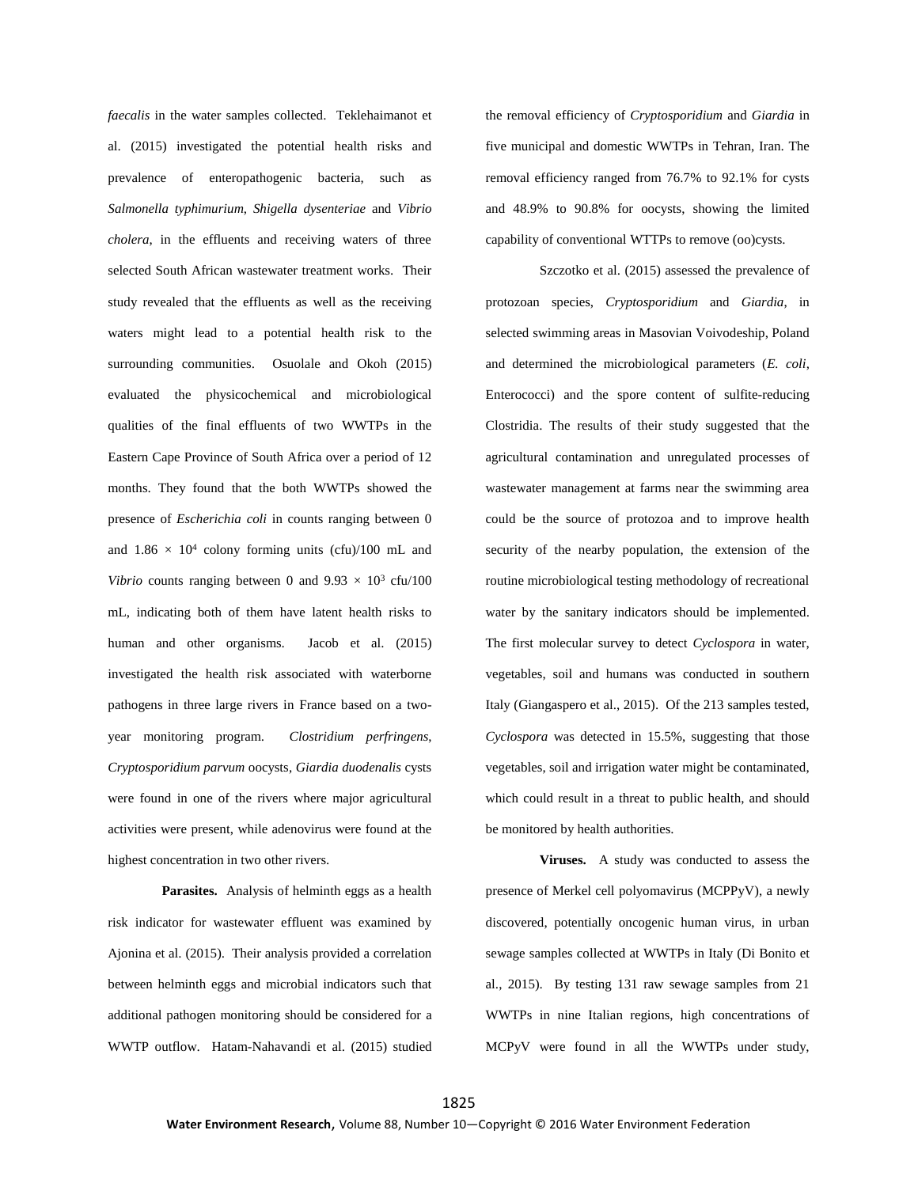*faecalis* in the water samples collected. Teklehaimanot et al. (2015) investigated the potential health risks and prevalence of enteropathogenic bacteria, such as *Salmonella typhimurium*, *Shigella dysenteriae* and *Vibrio cholera*, in the effluents and receiving waters of three selected South African wastewater treatment works. Their study revealed that the effluents as well as the receiving waters might lead to a potential health risk to the surrounding communities. Osuolale and Okoh (2015) evaluated the physicochemical and microbiological qualities of the final effluents of two WWTPs in the Eastern Cape Province of South Africa over a period of 12 months. They found that the both WWTPs showed the presence of *Escherichia coli* in counts ranging between 0 and $1.86 \times 10^4$ colony forming units (cfu)/100 mL and *Vibrio* counts ranging between 0 and $9.93 \times 10^3$ cfu/100 mL, indicating both of them have latent health risks to human and other organisms. Jacob et al. (2015) investigated the health risk associated with waterborne pathogens in three large rivers in France based on a two-year monitoring program. *Clostridium perfringens*, *Cryptosporidium parvum* oocysts, *Giardia duodenalis* cysts were found in one of the rivers where major agricultural activities were present, while adenovirus were found at the highest concentration in two other rivers.

**Parasites.** Analysis of helminth eggs as a health risk indicator for wastewater effluent was examined by Ajonina et al. (2015). Their analysis provided a correlation between helminth eggs and microbial indicators such that additional pathogen monitoring should be considered for a WWTP outflow. Hatam-Nahavandi et al. (2015) studied the removal efficiency of *Cryptosporidium* and *Giardia* in five municipal and domestic WWTPs in Tehran, Iran. The removal efficiency ranged from 76.7% to 92.1% for cysts and 48.9% to 90.8% for oocysts, showing the limited capability of conventional WTTPs to remove (oo)cysts.

Szczotko et al. (2015) assessed the prevalence of protozoan species, *Cryptosporidium* and *Giardia*, in selected swimming areas in Masovian Voivodeship, Poland and determined the microbiological parameters (*E. coli*, Enterococci) and the spore content of sulfite-reducing Clostridia. The results of their study suggested that the agricultural contamination and unregulated processes of wastewater management at farms near the swimming area could be the source of protozoa and to improve health security of the nearby population, the extension of the routine microbiological testing methodology of recreational water by the sanitary indicators should be implemented. The first molecular survey to detect *Cyclospora* in water, vegetables, soil and humans was conducted in southern Italy (Giangaspero et al., 2015). Of the 213 samples tested, *Cyclospora* was detected in 15.5%, suggesting that those vegetables, soil and irrigation water might be contaminated, which could result in a threat to public health, and should be monitored by health authorities.

**Viruses.** A study was conducted to assess the presence of Merkel cell polyomavirus (MCPPyV), a newly discovered, potentially oncogenic human virus, in urban sewage samples collected at WWTPs in Italy (Di Bonito et al., 2015). By testing 131 raw sewage samples from 21 WWTPs in nine Italian regions, high concentrations of MCPyV were found in all the WWTPs under study,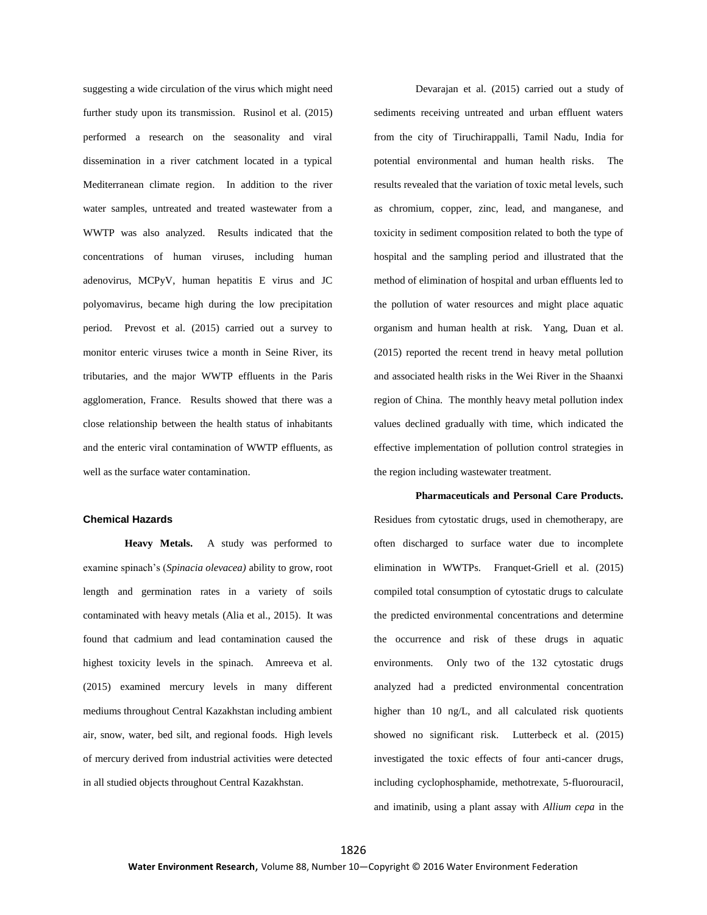suggesting a wide circulation of the virus which might need further study upon its transmission. Rusinol et al. (2015) performed a research on the seasonality and viral dissemination in a river catchment located in a typical Mediterranean climate region. In addition to the river water samples, untreated and treated wastewater from a WWTP was also analyzed. Results indicated that the concentrations of human viruses, including human adenovirus, MCPyV, human hepatitis E virus and JC polyomavirus, became high during the low precipitation period. Prevost et al. (2015) carried out a survey to monitor enteric viruses twice a month in Seine River, its tributaries, and the major WWTP effluents in the Paris agglomeration, France. Results showed that there was a close relationship between the health status of inhabitants and the enteric viral contamination of WWTP effluents, as well as the surface water contamination.

## Chemical Hazards

**Heavy Metals.** A study was performed to examine spinach's (*Spinacia olevacea)* ability to grow, root length and germination rates in a variety of soils contaminated with heavy metals (Alia et al., 2015). It was found that cadmium and lead contamination caused the highest toxicity levels in the spinach. Amreeva et al. (2015) examined mercury levels in many different mediums throughout Central Kazakhstan including ambient air, snow, water, bed silt, and regional foods. High levels of mercury derived from industrial activities were detected in all studied objects throughout Central Kazakhstan.

Devarajan et al. (2015) carried out a study of sediments receiving untreated and urban effluent waters from the city of Tiruchirappalli, Tamil Nadu, India for potential environmental and human health risks. The results revealed that the variation of toxic metal levels, such as chromium, copper, zinc, lead, and manganese, and toxicity in sediment composition related to both the type of hospital and the sampling period and illustrated that the method of elimination of hospital and urban effluents led to the pollution of water resources and might place aquatic organism and human health at risk. Yang, Duan et al. (2015) reported the recent trend in heavy metal pollution and associated health risks in the Wei River in the Shaanxi region of China. The monthly heavy metal pollution index values declined gradually with time, which indicated the effective implementation of pollution control strategies in the region including wastewater treatment.

**Pharmaceuticals and Personal Care Products.** Residues from cytostatic drugs, used in chemotherapy, are often discharged to surface water due to incomplete elimination in WWTPs. Franquet-Griell et al. (2015) compiled total consumption of cytostatic drugs to calculate the predicted environmental concentrations and determine the occurrence and risk of these drugs in aquatic environments. Only two of the 132 cytostatic drugs analyzed had a predicted environmental concentration higher than 10 ng/L, and all calculated risk quotients showed no significant risk. Lutterbeck et al. (2015) investigated the toxic effects of four anti-cancer drugs, including cyclophosphamide, methotrexate, 5-fluorouracil, and imatinib, using a plant assay with *Allium cepa* in the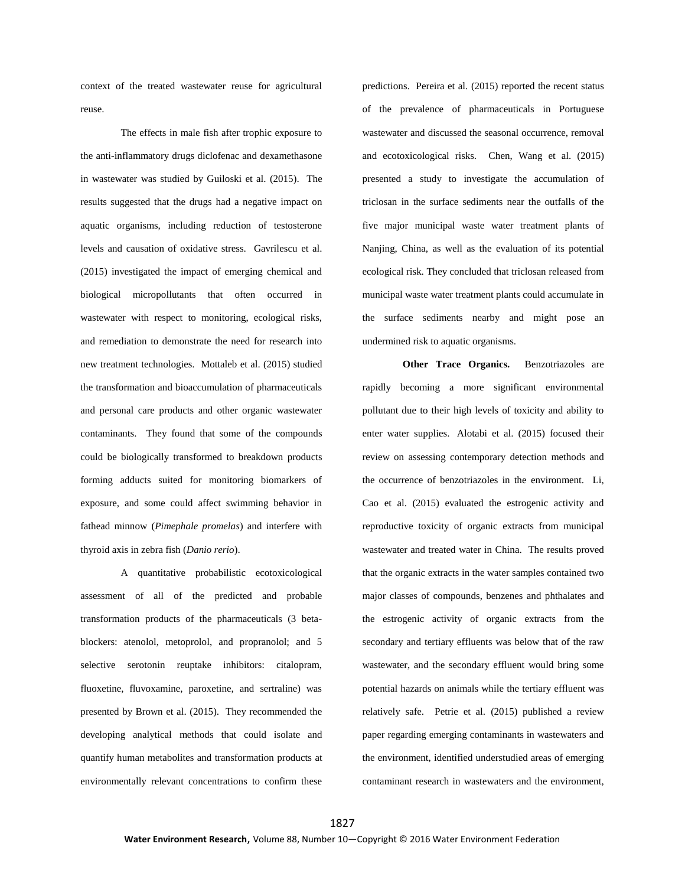context of the treated wastewater reuse for agricultural reuse.

The effects in male fish after trophic exposure to the anti-inflammatory drugs diclofenac and dexamethasone in wastewater was studied by Guiloski et al. (2015). The results suggested that the drugs had a negative impact on aquatic organisms, including reduction of testosterone levels and causation of oxidative stress. Gavrilescu et al. (2015) investigated the impact of emerging chemical and biological micropollutants that often occurred in wastewater with respect to monitoring, ecological risks, and remediation to demonstrate the need for research into new treatment technologies. Mottaleb et al. (2015) studied the transformation and bioaccumulation of pharmaceuticals and personal care products and other organic wastewater contaminants. They found that some of the compounds could be biologically transformed to breakdown products forming adducts suited for monitoring biomarkers of exposure, and some could affect swimming behavior in fathead minnow (*Pimephale promelas*) and interfere with thyroid axis in zebra fish (*Danio rerio*).

A quantitative probabilistic ecotoxicological assessment of all of the predicted and probable transformation products of the pharmaceuticals (3 beta-blockers: atenolol, metoprolol, and propranolol; and 5 selective serotonin reuptake inhibitors: citalopram, fluoxetine, fluvoxamine, paroxetine, and sertraline) was presented by Brown et al. (2015). They recommended the developing analytical methods that could isolate and quantify human metabolites and transformation products at environmentally relevant concentrations to confirm these predictions. Pereira et al. (2015) reported the recent status of the prevalence of pharmaceuticals in Portuguese wastewater and discussed the seasonal occurrence, removal and ecotoxicological risks. Chen, Wang et al. (2015) presented a study to investigate the accumulation of triclosan in the surface sediments near the outfalls of the five major municipal waste water treatment plants of Nanjing, China, as well as the evaluation of its potential ecological risk. They concluded that triclosan released from municipal waste water treatment plants could accumulate in the surface sediments nearby and might pose an undermined risk to aquatic organisms.

**Other Trace Organics.** Benzotriazoles are rapidly becoming a more significant environmental pollutant due to their high levels of toxicity and ability to enter water supplies. Alotabi et al. (2015) focused their review on assessing contemporary detection methods and the occurrence of benzotriazoles in the environment. Li, Cao et al. (2015) evaluated the estrogenic activity and reproductive toxicity of organic extracts from municipal wastewater and treated water in China. The results proved that the organic extracts in the water samples contained two major classes of compounds, benzenes and phthalates and the estrogenic activity of organic extracts from the secondary and tertiary effluents was below that of the raw wastewater, and the secondary effluent would bring some potential hazards on animals while the tertiary effluent was relatively safe. Petrie et al. (2015) published a review paper regarding emerging contaminants in wastewaters and the environment, identified understudied areas of emerging contaminant research in wastewaters and the environment,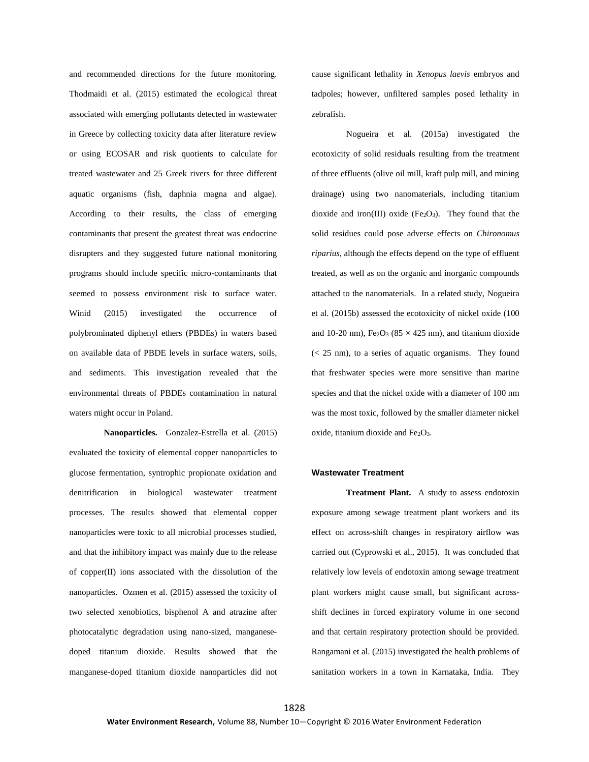and recommended directions for the future monitoring. Thodmaidi et al. (2015) estimated the ecological threat associated with emerging pollutants detected in wastewater in Greece by collecting toxicity data after literature review or using ECOSAR and risk quotients to calculate for treated wastewater and 25 Greek rivers for three different aquatic organisms (fish, daphnia magna and algae). According to their results, the class of emerging contaminants that present the greatest threat was endocrine disrupters and they suggested future national monitoring programs should include specific micro-contaminants that seemed to possess environment risk to surface water. Winid (2015) investigated the occurrence of polybrominated diphenyl ethers (PBDEs) in waters based on available data of PBDE levels in surface waters, soils, and sediments. This investigation revealed that the environmental threats of PBDEs contamination in natural waters might occur in Poland.

**Nanoparticles.** Gonzalez-Estrella et al. (2015) evaluated the toxicity of elemental copper nanoparticles to glucose fermentation, syntrophic propionate oxidation and denitrification in biological wastewater treatment processes. The results showed that elemental copper nanoparticles were toxic to all microbial processes studied, and that the inhibitory impact was mainly due to the release of copper(II) ions associated with the dissolution of the nanoparticles. Ozmen et al. (2015) assessed the toxicity of two selected xenobiotics, bisphenol A and atrazine after photocatalytic degradation using nano-sized, manganese-doped titanium dioxide. Results showed that the manganese-doped titanium dioxide nanoparticles did not cause significant lethality in *Xenopus laevis* embryos and tadpoles; however, unfiltered samples posed lethality in zebrafish.

Nogueira et al. (2015a) investigated the ecotoxicity of solid residuals resulting from the treatment of three effluents (olive oil mill, kraft pulp mill, and mining drainage) using two nanomaterials, including titanium dioxide and iron(III) oxide ($Fe_2O_3$). They found that the solid residues could pose adverse effects on *Chironomus riparius*, although the effects depend on the type of effluent treated, as well as on the organic and inorganic compounds attached to the nanomaterials. In a related study, Nogueira et al. (2015b) assessed the ecotoxicity of nickel oxide (100 and 10-20 nm), $Fe_2O_3$ (85 × 425 nm), and titanium dioxide (< 25 nm), to a series of aquatic organisms. They found that freshwater species were more sensitive than marine species and that the nickel oxide with a diameter of 100 nm was the most toxic, followed by the smaller diameter nickel oxide, titanium dioxide and $Fe_2O_3$.

## Wastewater Treatment

**Treatment Plant.** A study to assess endotoxin exposure among sewage treatment plant workers and its effect on across-shift changes in respiratory airflow was carried out (Cyprowski et al., 2015). It was concluded that relatively low levels of endotoxin among sewage treatment plant workers might cause small, but significant across-shift declines in forced expiratory volume in one second and that certain respiratory protection should be provided. Rangamani et al. (2015) investigated the health problems of sanitation workers in a town in Karnataka, India. They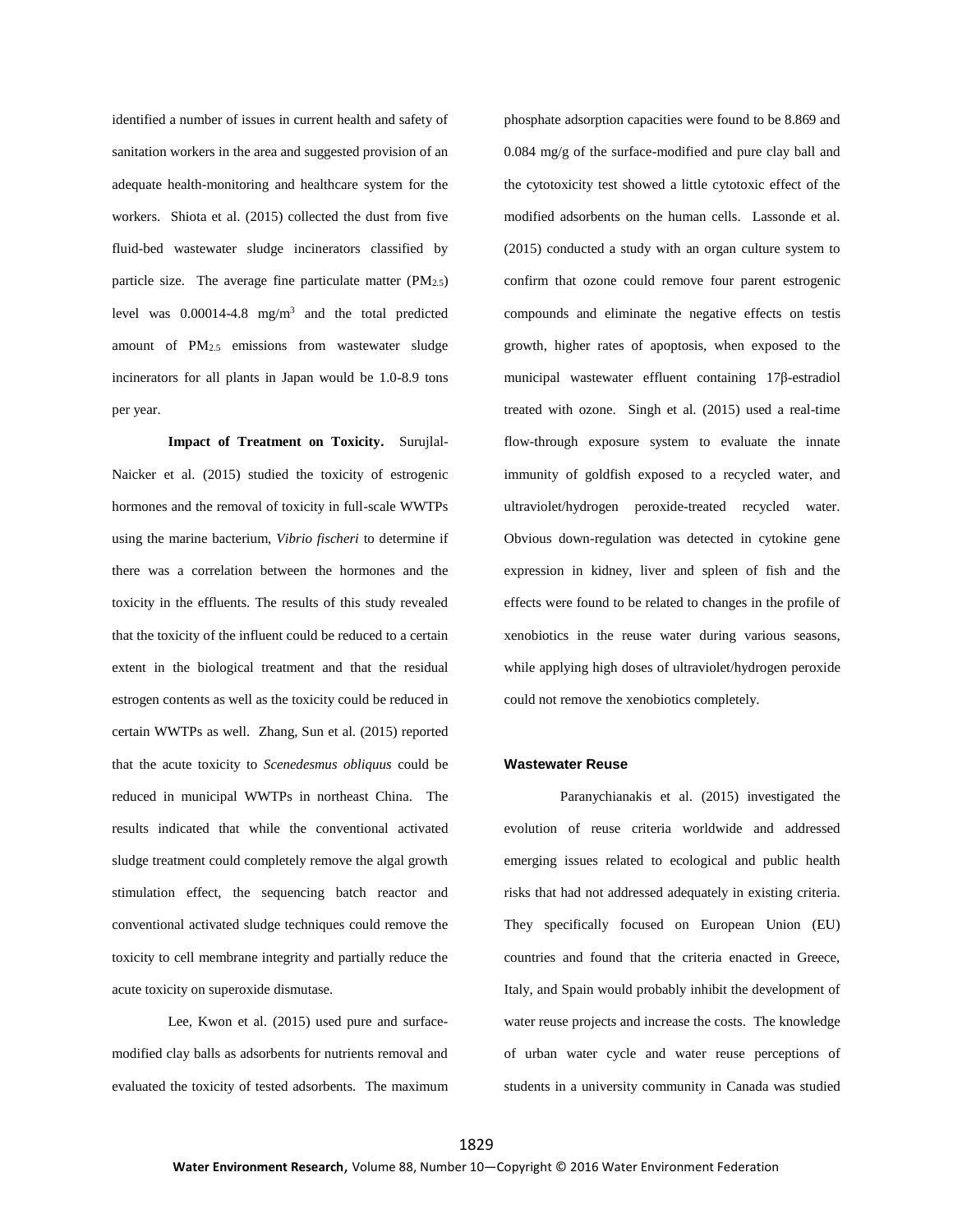identified a number of issues in current health and safety of sanitation workers in the area and suggested provision of an adequate health-monitoring and healthcare system for the workers. Shiota et al. (2015) collected the dust from five fluid-bed wastewater sludge incinerators classified by particle size. The average fine particulate matter ($PM_{2.5}$) level was 0.00014-4.8 $mg/m^3$ and the total predicted amount of $PM_{2.5}$ emissions from wastewater sludge incinerators for all plants in Japan would be 1.0-8.9 tons per year.

**Impact of Treatment on Toxicity.** Surujlal-Naicker et al. (2015) studied the toxicity of estrogenic hormones and the removal of toxicity in full-scale WWTPs using the marine bacterium, *Vibrio fischeri* to determine if there was a correlation between the hormones and the toxicity in the effluents. The results of this study revealed that the toxicity of the influent could be reduced to a certain extent in the biological treatment and that the residual estrogen contents as well as the toxicity could be reduced in certain WWTPs as well. Zhang, Sun et al. (2015) reported that the acute toxicity to *Scenedesmus obliquus* could be reduced in municipal WWTPs in northeast China. The results indicated that while the conventional activated sludge treatment could completely remove the algal growth stimulation effect, the sequencing batch reactor and conventional activated sludge techniques could remove the toxicity to cell membrane integrity and partially reduce the acute toxicity on superoxide dismutase.

Lee, Kwon et al. (2015) used pure and surface-modified clay balls as adsorbents for nutrients removal and evaluated the toxicity of tested adsorbents. The maximum phosphate adsorption capacities were found to be 8.869 and 0.084 mg/g of the surface-modified and pure clay ball and the cytotoxicity test showed a little cytotoxic effect of the modified adsorbents on the human cells. Lassonde et al. (2015) conducted a study with an organ culture system to confirm that ozone could remove four parent estrogenic compounds and eliminate the negative effects on testis growth, higher rates of apoptosis, when exposed to the municipal wastewater effluent containing 17β-estradiol treated with ozone. Singh et al. (2015) used a real-time flow-through exposure system to evaluate the innate immunity of goldfish exposed to a recycled water, and ultraviolet/hydrogen peroxide-treated recycled water. Obvious down-regulation was detected in cytokine gene expression in kidney, liver and spleen of fish and the effects were found to be related to changes in the profile of xenobiotics in the reuse water during various seasons, while applying high doses of ultraviolet/hydrogen peroxide could not remove the xenobiotics completely.

## Wastewater Reuse

Paranychianakis et al. (2015) investigated the evolution of reuse criteria worldwide and addressed emerging issues related to ecological and public health risks that had not addressed adequately in existing criteria. They specifically focused on European Union (EU) countries and found that the criteria enacted in Greece, Italy, and Spain would probably inhibit the development of water reuse projects and increase the costs. The knowledge of urban water cycle and water reuse perceptions of students in a university community in Canada was studied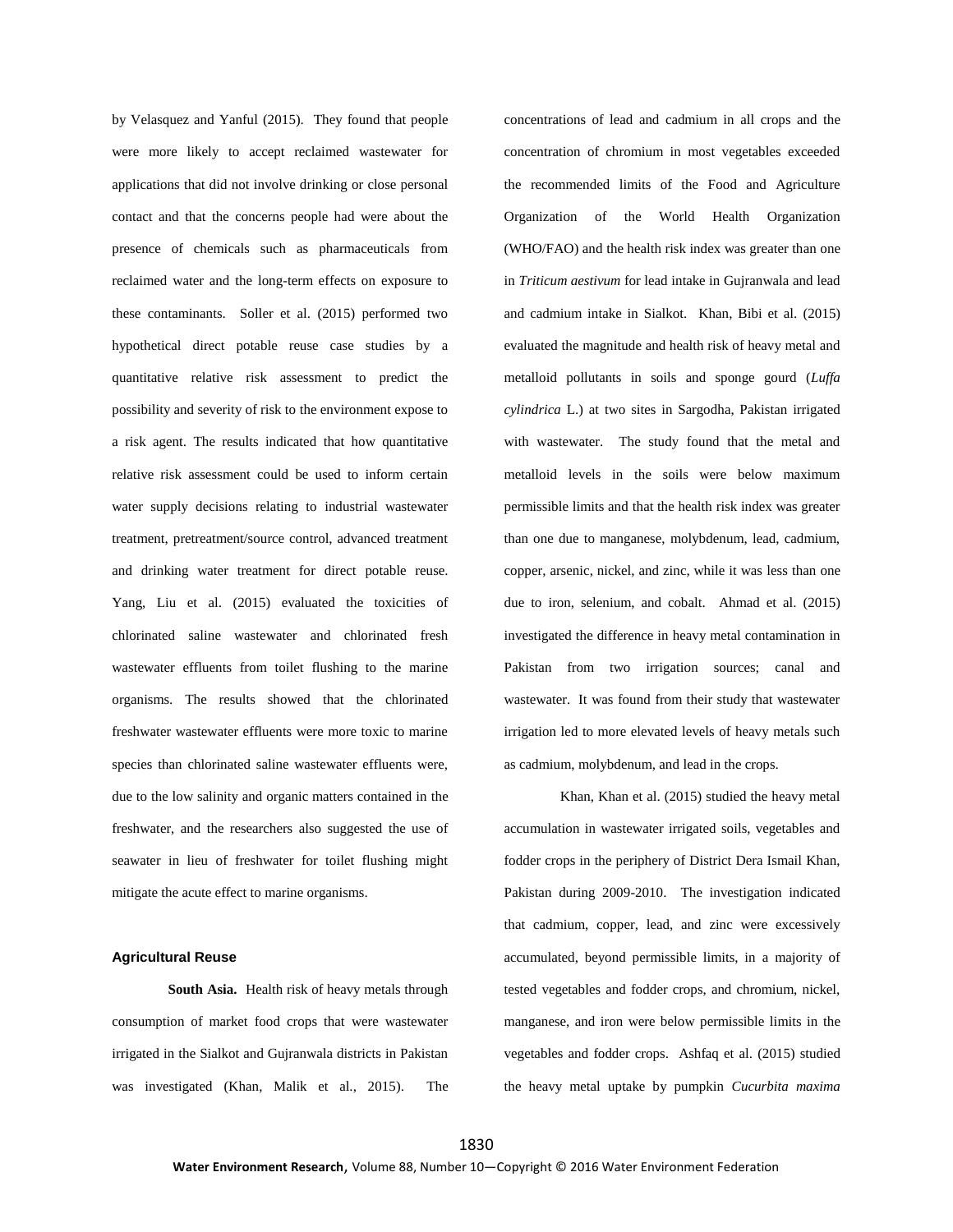by Velasquez and Yanful (2015). They found that people were more likely to accept reclaimed wastewater for applications that did not involve drinking or close personal contact and that the concerns people had were about the presence of chemicals such as pharmaceuticals from reclaimed water and the long-term effects on exposure to these contaminants. Soller et al. (2015) performed two hypothetical direct potable reuse case studies by a quantitative relative risk assessment to predict the possibility and severity of risk to the environment expose to a risk agent. The results indicated that how quantitative relative risk assessment could be used to inform certain water supply decisions relating to industrial wastewater treatment, pretreatment/source control, advanced treatment and drinking water treatment for direct potable reuse. Yang, Liu et al. (2015) evaluated the toxicities of chlorinated saline wastewater and chlorinated fresh wastewater effluents from toilet flushing to the marine organisms. The results showed that the chlorinated freshwater wastewater effluents were more toxic to marine species than chlorinated saline wastewater effluents were, due to the low salinity and organic matters contained in the freshwater, and the researchers also suggested the use of seawater in lieu of freshwater for toilet flushing might mitigate the acute effect to marine organisms.

### Agricultural Reuse

**South Asia.** Health risk of heavy metals through consumption of market food crops that were wastewater irrigated in the Sialkot and Gujranwala districts in Pakistan was investigated (Khan, Malik et al., 2015). The concentrations of lead and cadmium in all crops and the concentration of chromium in most vegetables exceeded the recommended limits of the Food and Agriculture Organization of the World Health Organization (WHO/FAO) and the health risk index was greater than one in *Triticum aestivum* for lead intake in Gujranwala and lead and cadmium intake in Sialkot. Khan, Bibi et al. (2015) evaluated the magnitude and health risk of heavy metal and metalloid pollutants in soils and sponge gourd (*Luffa cylindrica* L.) at two sites in Sargodha, Pakistan irrigated with wastewater. The study found that the metal and metalloid levels in the soils were below maximum permissible limits and that the health risk index was greater than one due to manganese, molybdenum, lead, cadmium, copper, arsenic, nickel, and zinc, while it was less than one due to iron, selenium, and cobalt. Ahmad et al. (2015) investigated the difference in heavy metal contamination in Pakistan from two irrigation sources; canal and wastewater. It was found from their study that wastewater irrigation led to more elevated levels of heavy metals such as cadmium, molybdenum, and lead in the crops.

Khan, Khan et al. (2015) studied the heavy metal accumulation in wastewater irrigated soils, vegetables and fodder crops in the periphery of District Dera Ismail Khan, Pakistan during 2009-2010. The investigation indicated that cadmium, copper, lead, and zinc were excessively accumulated, beyond permissible limits, in a majority of tested vegetables and fodder crops, and chromium, nickel, manganese, and iron were below permissible limits in the vegetables and fodder crops. Ashfaq et al. (2015) studied the heavy metal uptake by pumpkin *Cucurbita maxima*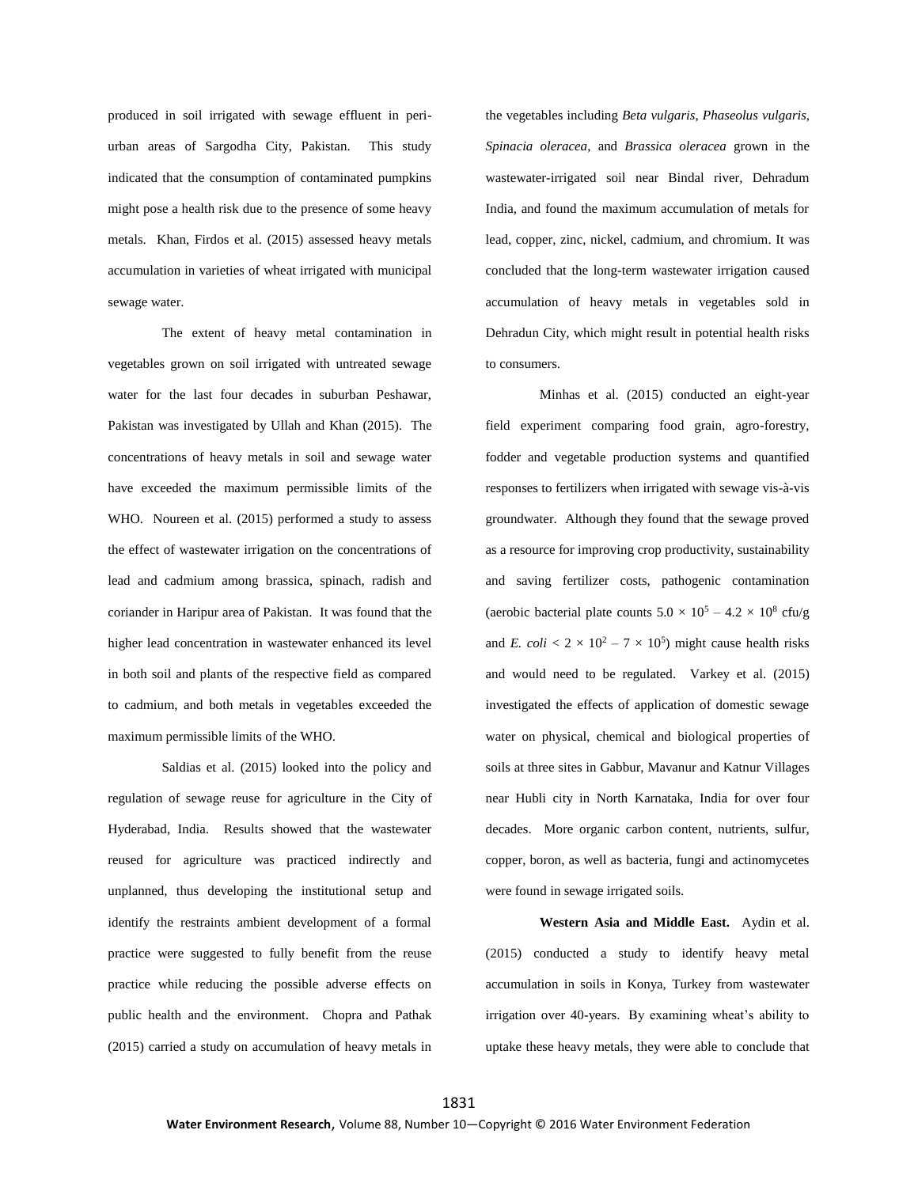produced in soil irrigated with sewage effluent in peri-urban areas of Sargodha City, Pakistan. This study indicated that the consumption of contaminated pumpkins might pose a health risk due to the presence of some heavy metals. Khan, Firdos et al. (2015) assessed heavy metals accumulation in varieties of wheat irrigated with municipal sewage water.

The extent of heavy metal contamination in vegetables grown on soil irrigated with untreated sewage water for the last four decades in suburban Peshawar, Pakistan was investigated by Ullah and Khan (2015). The concentrations of heavy metals in soil and sewage water have exceeded the maximum permissible limits of the WHO. Noureen et al. (2015) performed a study to assess the effect of wastewater irrigation on the concentrations of lead and cadmium among brassica, spinach, radish and coriander in Haripur area of Pakistan. It was found that the higher lead concentration in wastewater enhanced its level in both soil and plants of the respective field as compared to cadmium, and both metals in vegetables exceeded the maximum permissible limits of the WHO.

Saldias et al. (2015) looked into the policy and regulation of sewage reuse for agriculture in the City of Hyderabad, India. Results showed that the wastewater reused for agriculture was practiced indirectly and unplanned, thus developing the institutional setup and identify the restraints ambient development of a formal practice were suggested to fully benefit from the reuse practice while reducing the possible adverse effects on public health and the environment. Chopra and Pathak (2015) carried a study on accumulation of heavy metals in the vegetables including *Beta vulgaris*, *Phaseolus vulgaris*, *Spinacia oleracea*, and *Brassica oleracea* grown in the wastewater-irrigated soil near Bindal river, Dehradum India, and found the maximum accumulation of metals for lead, copper, zinc, nickel, cadmium, and chromium. It was concluded that the long-term wastewater irrigation caused accumulation of heavy metals in vegetables sold in Dehradun City, which might result in potential health risks to consumers.

Minhas et al. (2015) conducted an eight-year field experiment comparing food grain, agro-forestry, fodder and vegetable production systems and quantified responses to fertilizers when irrigated with sewage vis-à-vis groundwater. Although they found that the sewage proved as a resource for improving crop productivity, sustainability and saving fertilizer costs, pathogenic contamination (aerobic bacterial plate counts $5.0 \times 10^5 - 4.2 \times 10^8$ cfu/g and *E. coli* $< 2 \times 10^2 - 7 \times 10^5$) might cause health risks and would need to be regulated. Varkey et al. (2015) investigated the effects of application of domestic sewage water on physical, chemical and biological properties of soils at three sites in Gabbur, Mavanur and Katnur Villages near Hubli city in North Karnataka, India for over four decades. More organic carbon content, nutrients, sulfur, copper, boron, as well as bacteria, fungi and actinomycetes were found in sewage irrigated soils.

**Western Asia and Middle East.** Aydin et al. (2015) conducted a study to identify heavy metal accumulation in soils in Konya, Turkey from wastewater irrigation over 40-years. By examining wheat's ability to uptake these heavy metals, they were able to conclude that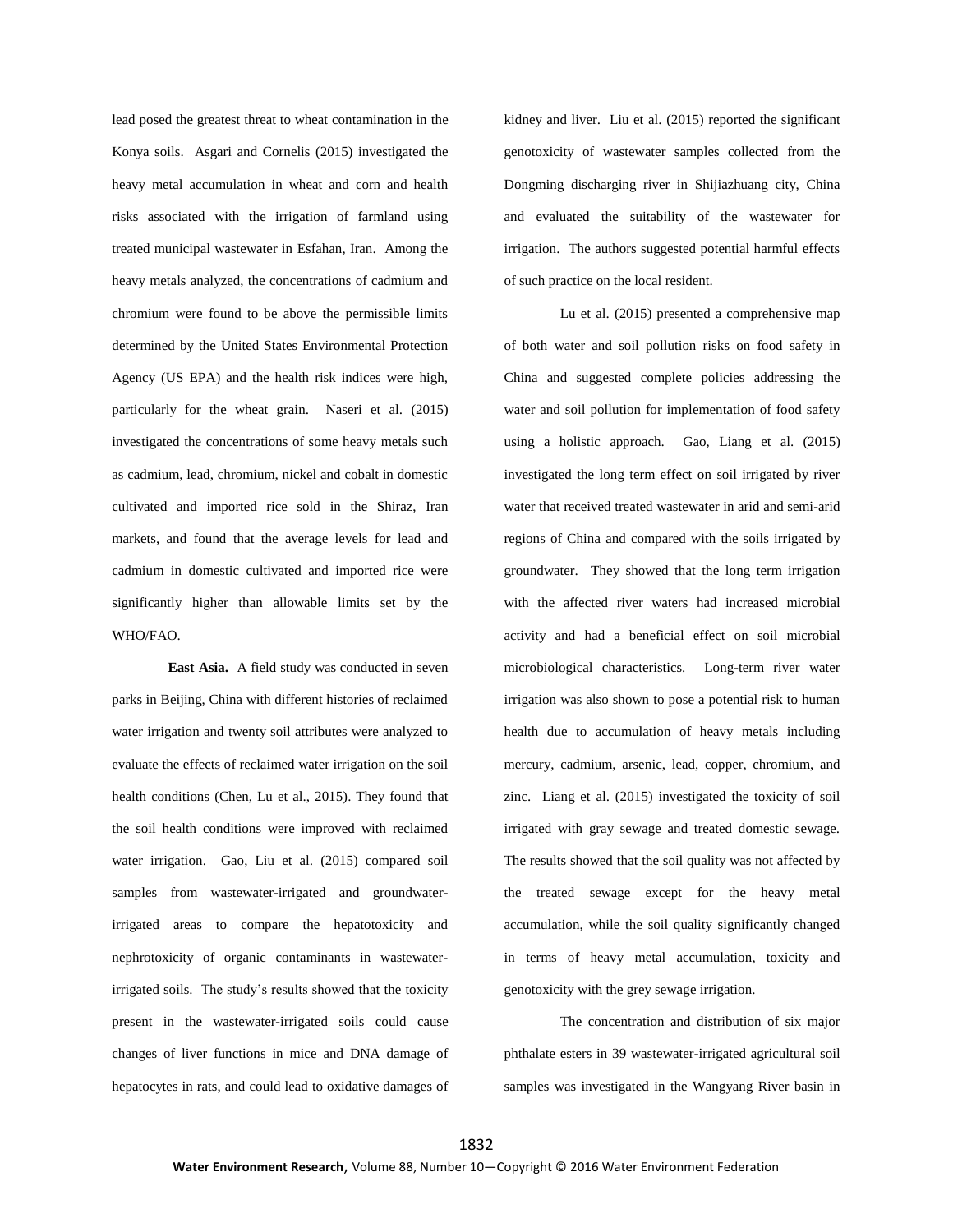lead posed the greatest threat to wheat contamination in the Konya soils. Asgari and Cornelis (2015) investigated the heavy metal accumulation in wheat and corn and health risks associated with the irrigation of farmland using treated municipal wastewater in Esfahan, Iran. Among the heavy metals analyzed, the concentrations of cadmium and chromium were found to be above the permissible limits determined by the United States Environmental Protection Agency (US EPA) and the health risk indices were high, particularly for the wheat grain. Naseri et al. (2015) investigated the concentrations of some heavy metals such as cadmium, lead, chromium, nickel and cobalt in domestic cultivated and imported rice sold in the Shiraz, Iran markets, and found that the average levels for lead and cadmium in domestic cultivated and imported rice were significantly higher than allowable limits set by the WHO/FAO.

**East Asia.** A field study was conducted in seven parks in Beijing, China with different histories of reclaimed water irrigation and twenty soil attributes were analyzed to evaluate the effects of reclaimed water irrigation on the soil health conditions (Chen, Lu et al., 2015). They found that the soil health conditions were improved with reclaimed water irrigation. Gao, Liu et al. (2015) compared soil samples from wastewater-irrigated and groundwater-irrigated areas to compare the hepatotoxicity and nephrotoxicity of organic contaminants in wastewater-irrigated soils. The study's results showed that the toxicity present in the wastewater-irrigated soils could cause changes of liver functions in mice and DNA damage of hepatocytes in rats, and could lead to oxidative damages of kidney and liver. Liu et al. (2015) reported the significant genotoxicity of wastewater samples collected from the Dongming discharging river in Shijiazhuang city, China and evaluated the suitability of the wastewater for irrigation. The authors suggested potential harmful effects of such practice on the local resident.

Lu et al. (2015) presented a comprehensive map of both water and soil pollution risks on food safety in China and suggested complete policies addressing the water and soil pollution for implementation of food safety using a holistic approach. Gao, Liang et al. (2015) investigated the long term effect on soil irrigated by river water that received treated wastewater in arid and semi-arid regions of China and compared with the soils irrigated by groundwater. They showed that the long term irrigation with the affected river waters had increased microbial activity and had a beneficial effect on soil microbial microbiological characteristics. Long-term river water irrigation was also shown to pose a potential risk to human health due to accumulation of heavy metals including mercury, cadmium, arsenic, lead, copper, chromium, and zinc. Liang et al. (2015) investigated the toxicity of soil irrigated with gray sewage and treated domestic sewage. The results showed that the soil quality was not affected by the treated sewage except for the heavy metal accumulation, while the soil quality significantly changed in terms of heavy metal accumulation, toxicity and genotoxicity with the grey sewage irrigation.

The concentration and distribution of six major phthalate esters in 39 wastewater-irrigated agricultural soil samples was investigated in the Wangyang River basin in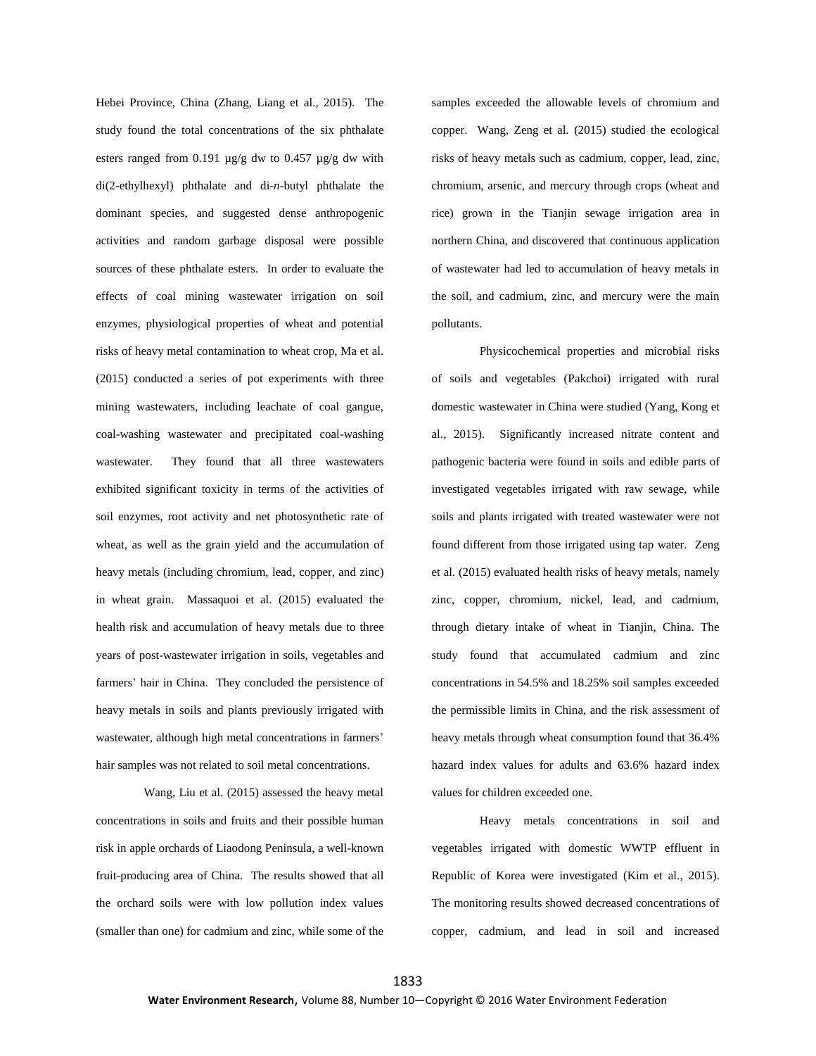Hebei Province, China (Zhang, Liang et al., 2015). The study found the total concentrations of the six phthalate esters ranged from 0.191 µg/g dw to 0.457 µg/g dw with di(2-ethylhexyl) phthalate and di-*n*-butyl phthalate the dominant species, and suggested dense anthropogenic activities and random garbage disposal were possible sources of these phthalate esters. In order to evaluate the effects of coal mining wastewater irrigation on soil enzymes, physiological properties of wheat and potential risks of heavy metal contamination to wheat crop, Ma et al. (2015) conducted a series of pot experiments with three mining wastewaters, including leachate of coal gangue, coal-washing wastewater and precipitated coal-washing wastewater. They found that all three wastewaters exhibited significant toxicity in terms of the activities of soil enzymes, root activity and net photosynthetic rate of wheat, as well as the grain yield and the accumulation of heavy metals (including chromium, lead, copper, and zinc) in wheat grain. Massaquoi et al. (2015) evaluated the health risk and accumulation of heavy metals due to three years of post-wastewater irrigation in soils, vegetables and farmers' hair in China. They concluded the persistence of heavy metals in soils and plants previously irrigated with wastewater, although high metal concentrations in farmers' hair samples was not related to soil metal concentrations.

Wang, Liu et al. (2015) assessed the heavy metal concentrations in soils and fruits and their possible human risk in apple orchards of Liaodong Peninsula, a well-known fruit-producing area of China. The results showed that all the orchard soils were with low pollution index values (smaller than one) for cadmium and zinc, while some of the samples exceeded the allowable levels of chromium and copper. Wang, Zeng et al. (2015) studied the ecological risks of heavy metals such as cadmium, copper, lead, zinc, chromium, arsenic, and mercury through crops (wheat and rice) grown in the Tianjin sewage irrigation area in northern China, and discovered that continuous application of wastewater had led to accumulation of heavy metals in the soil, and cadmium, zinc, and mercury were the main pollutants.

Physicochemical properties and microbial risks of soils and vegetables (Pakchoi) irrigated with rural domestic wastewater in China were studied (Yang, Kong et al., 2015). Significantly increased nitrate content and pathogenic bacteria were found in soils and edible parts of investigated vegetables irrigated with raw sewage, while soils and plants irrigated with treated wastewater were not found different from those irrigated using tap water. Zeng et al. (2015) evaluated health risks of heavy metals, namely zinc, copper, chromium, nickel, lead, and cadmium, through dietary intake of wheat in Tianjin, China. The study found that accumulated cadmium and zinc concentrations in 54.5% and 18.25% soil samples exceeded the permissible limits in China, and the risk assessment of heavy metals through wheat consumption found that 36.4% hazard index values for adults and 63.6% hazard index values for children exceeded one.

Heavy metals concentrations in soil and vegetables irrigated with domestic WWTP effluent in Republic of Korea were investigated (Kim et al., 2015). The monitoring results showed decreased concentrations of copper, cadmium, and lead in soil and increased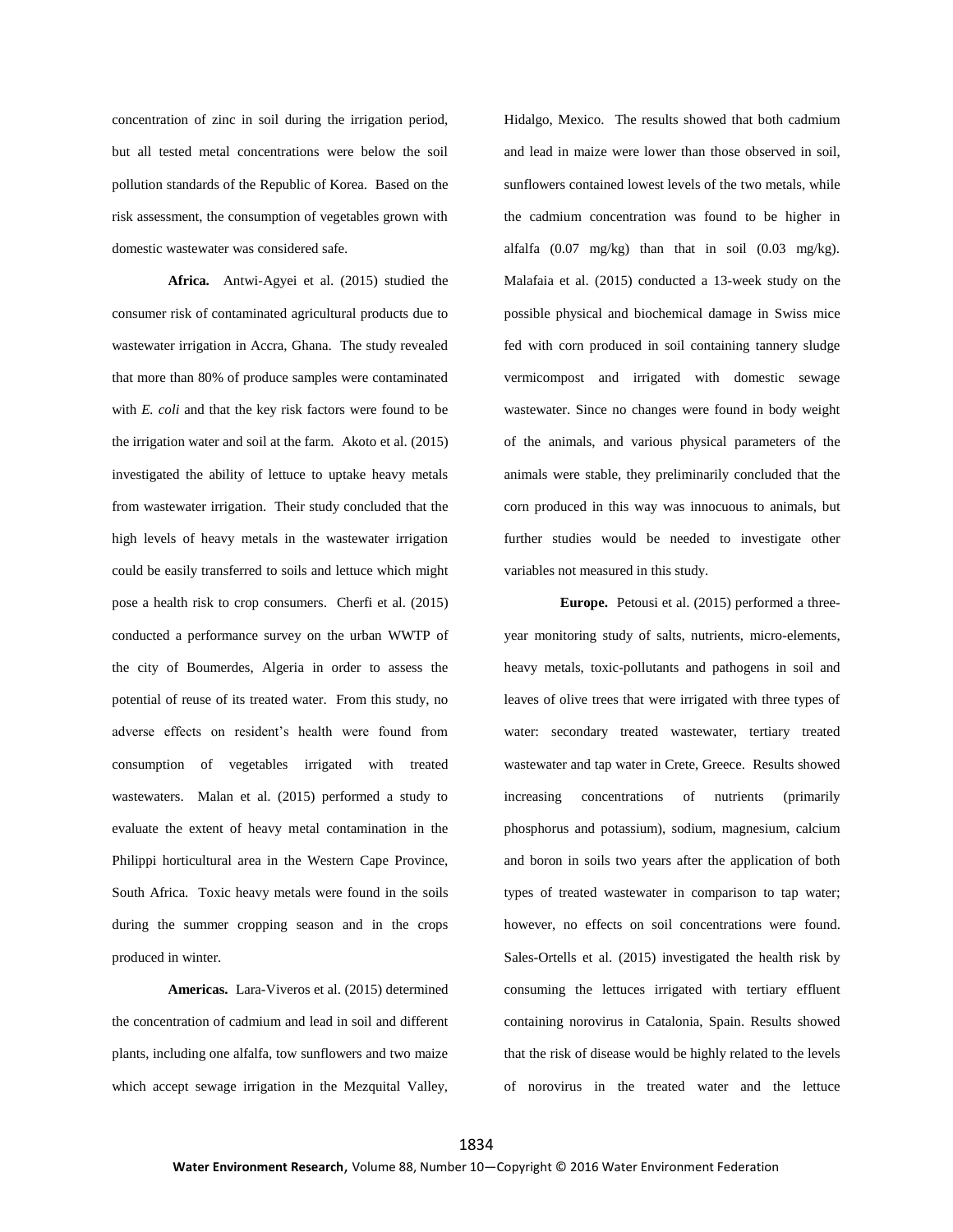concentration of zinc in soil during the irrigation period, but all tested metal concentrations were below the soil pollution standards of the Republic of Korea. Based on the risk assessment, the consumption of vegetables grown with domestic wastewater was considered safe.

**Africa.** Antwi-Agyei et al. (2015) studied the consumer risk of contaminated agricultural products due to wastewater irrigation in Accra, Ghana. The study revealed that more than 80% of produce samples were contaminated with *E. coli* and that the key risk factors were found to be the irrigation water and soil at the farm. Akoto et al. (2015) investigated the ability of lettuce to uptake heavy metals from wastewater irrigation. Their study concluded that the high levels of heavy metals in the wastewater irrigation could be easily transferred to soils and lettuce which might pose a health risk to crop consumers. Cherfi et al. (2015) conducted a performance survey on the urban WWTP of the city of Boumerdes, Algeria in order to assess the potential of reuse of its treated water. From this study, no adverse effects on resident's health were found from consumption of vegetables irrigated with treated wastewaters. Malan et al. (2015) performed a study to evaluate the extent of heavy metal contamination in the Philippi horticultural area in the Western Cape Province, South Africa. Toxic heavy metals were found in the soils during the summer cropping season and in the crops produced in winter.

**Americas.** Lara-Viveros et al. (2015) determined the concentration of cadmium and lead in soil and different plants, including one alfalfa, tow sunflowers and two maize which accept sewage irrigation in the Mezquital Valley, Hidalgo, Mexico. The results showed that both cadmium and lead in maize were lower than those observed in soil, sunflowers contained lowest levels of the two metals, while the cadmium concentration was found to be higher in alfalfa (0.07 mg/kg) than that in soil (0.03 mg/kg). Malafaia et al. (2015) conducted a 13-week study on the possible physical and biochemical damage in Swiss mice fed with corn produced in soil containing tannery sludge vermicompost and irrigated with domestic sewage wastewater. Since no changes were found in body weight of the animals, and various physical parameters of the animals were stable, they preliminarily concluded that the corn produced in this way was innocuous to animals, but further studies would be needed to investigate other variables not measured in this study.

**Europe.** Petousi et al. (2015) performed a three-year monitoring study of salts, nutrients, micro-elements, heavy metals, toxic-pollutants and pathogens in soil and leaves of olive trees that were irrigated with three types of water: secondary treated wastewater, tertiary treated wastewater and tap water in Crete, Greece. Results showed increasing concentrations of nutrients (primarily phosphorus and potassium), sodium, magnesium, calcium and boron in soils two years after the application of both types of treated wastewater in comparison to tap water; however, no effects on soil concentrations were found. Sales-Ortells et al. (2015) investigated the health risk by consuming the lettuces irrigated with tertiary effluent containing norovirus in Catalonia, Spain. Results showed that the risk of disease would be highly related to the levels of norovirus in the treated water and the lettuce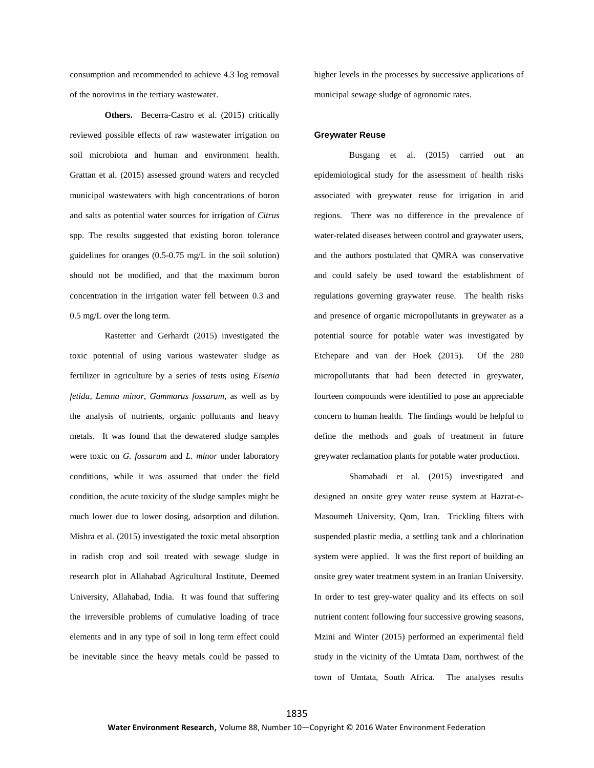consumption and recommended to achieve 4.3 log removal of the norovirus in the tertiary wastewater.

**Others.** Becerra-Castro et al. (2015) critically reviewed possible effects of raw wastewater irrigation on soil microbiota and human and environment health. Grattan et al. (2015) assessed ground waters and recycled municipal wastewaters with high concentrations of boron and salts as potential water sources for irrigation of *Citrus* spp. The results suggested that existing boron tolerance guidelines for oranges (0.5-0.75 mg/L in the soil solution) should not be modified, and that the maximum boron concentration in the irrigation water fell between 0.3 and 0.5 mg/L over the long term.

Rastetter and Gerhardt (2015) investigated the toxic potential of using various wastewater sludge as fertilizer in agriculture by a series of tests using *Eisenia fetida*, *Lemna minor*, *Gammarus fossarum*, as well as by the analysis of nutrients, organic pollutants and heavy metals. It was found that the dewatered sludge samples were toxic on *G. fossarum* and *L. minor* under laboratory conditions, while it was assumed that under the field condition, the acute toxicity of the sludge samples might be much lower due to lower dosing, adsorption and dilution. Mishra et al. (2015) investigated the toxic metal absorption in radish crop and soil treated with sewage sludge in research plot in Allahabad Agricultural Institute, Deemed University, Allahabad, India. It was found that suffering the irreversible problems of cumulative loading of trace elements and in any type of soil in long term effect could be inevitable since the heavy metals could be passed to higher levels in the processes by successive applications of municipal sewage sludge of agronomic rates.

## Greywater Reuse

Busgang et al. (2015) carried out an epidemiological study for the assessment of health risks associated with greywater reuse for irrigation in arid regions. There was no difference in the prevalence of water-related diseases between control and graywater users, and the authors postulated that QMRA was conservative and could safely be used toward the establishment of regulations governing graywater reuse. The health risks and presence of organic micropollutants in greywater as a potential source for potable water was investigated by Etchepare and van der Hoek (2015). Of the 280 micropollutants that had been detected in greywater, fourteen compounds were identified to pose an appreciable concern to human health. The findings would be helpful to define the methods and goals of treatment in future greywater reclamation plants for potable water production.

Shamabadi et al. (2015) investigated and designed an onsite grey water reuse system at Hazrat-e-Masoumeh University, Qom, Iran. Trickling filters with suspended plastic media, a settling tank and a chlorination system were applied. It was the first report of building an onsite grey water treatment system in an Iranian University. In order to test grey-water quality and its effects on soil nutrient content following four successive growing seasons, Mzini and Winter (2015) performed an experimental field study in the vicinity of the Umtata Dam, northwest of the town of Umtata, South Africa. The analyses results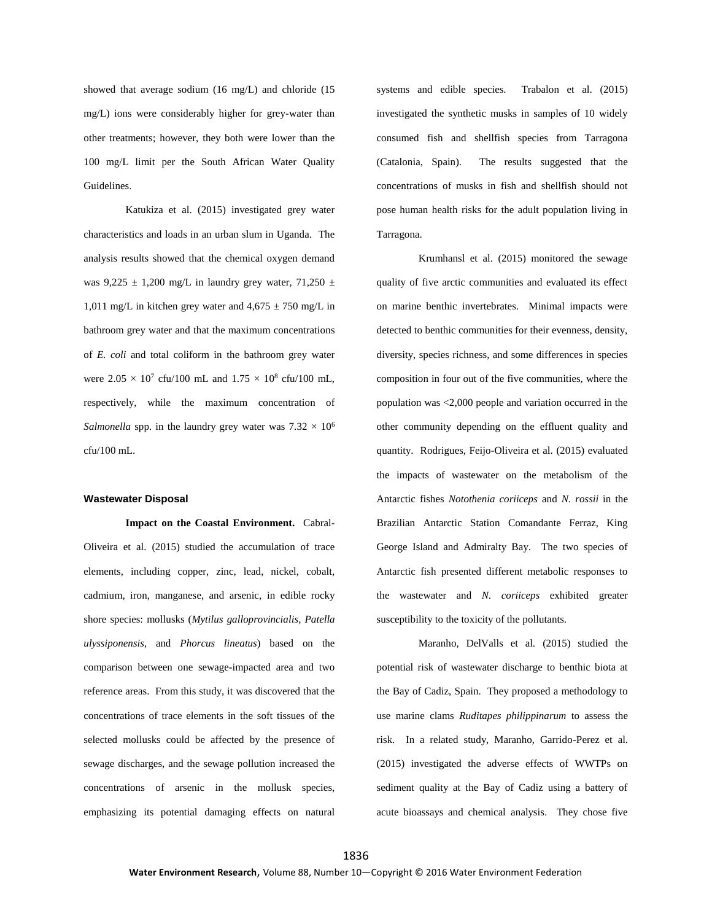showed that average sodium (16 mg/L) and chloride (15 mg/L) ions were considerably higher for grey-water than other treatments; however, they both were lower than the 100 mg/L limit per the South African Water Quality Guidelines.

Katukiza et al. (2015) investigated grey water characteristics and loads in an urban slum in Uganda. The analysis results showed that the chemical oxygen demand was 9,225 ± 1,200 mg/L in laundry grey water, 71,250 ± 1,011 mg/L in kitchen grey water and 4,675 ± 750 mg/L in bathroom grey water and that the maximum concentrations of *E. coli* and total coliform in the bathroom grey water were $2.05 \times 10^{7}$ cfu/100 mL and $1.75 \times 10^{8}$ cfu/100 mL, respectively, while the maximum concentration of *Salmonella* spp. in the laundry grey water was $7.32 \times 10^{6}$ cfu/100 mL.

### Wastewater Disposal

**Impact on the Coastal Environment.** Cabral-Oliveira et al. (2015) studied the accumulation of trace elements, including copper, zinc, lead, nickel, cobalt, cadmium, iron, manganese, and arsenic, in edible rocky shore species: mollusks (*Mytilus galloprovincialis*, *Patella ulyssiponensis*, and *Phorcus lineatus*) based on the comparison between one sewage-impacted area and two reference areas. From this study, it was discovered that the concentrations of trace elements in the soft tissues of the selected mollusks could be affected by the presence of sewage discharges, and the sewage pollution increased the concentrations of arsenic in the mollusk species, emphasizing its potential damaging effects on natural systems and edible species. Trabalon et al. (2015) investigated the synthetic musks in samples of 10 widely consumed fish and shellfish species from Tarragona (Catalonia, Spain). The results suggested that the concentrations of musks in fish and shellfish should not pose human health risks for the adult population living in Tarragona.

Krumhansl et al. (2015) monitored the sewage quality of five arctic communities and evaluated its effect on marine benthic invertebrates. Minimal impacts were detected to benthic communities for their evenness, density, diversity, species richness, and some differences in species composition in four out of the five communities, where the population was <2,000 people and variation occurred in the other community depending on the effluent quality and quantity. Rodrigues, Feijo-Oliveira et al. (2015) evaluated the impacts of wastewater on the metabolism of the Antarctic fishes *Notothenia coriiceps* and *N. rossii* in the Brazilian Antarctic Station Comandante Ferraz, King George Island and Admiralty Bay. The two species of Antarctic fish presented different metabolic responses to the wastewater and *N. coriiceps* exhibited greater susceptibility to the toxicity of the pollutants.

Maranho, DelValls et al. (2015) studied the potential risk of wastewater discharge to benthic biota at the Bay of Cadiz, Spain. They proposed a methodology to use marine clams *Ruditapes philippinarum* to assess the risk. In a related study, Maranho, Garrido-Perez et al. (2015) investigated the adverse effects of WWTPs on sediment quality at the Bay of Cadiz using a battery of acute bioassays and chemical analysis. They chose five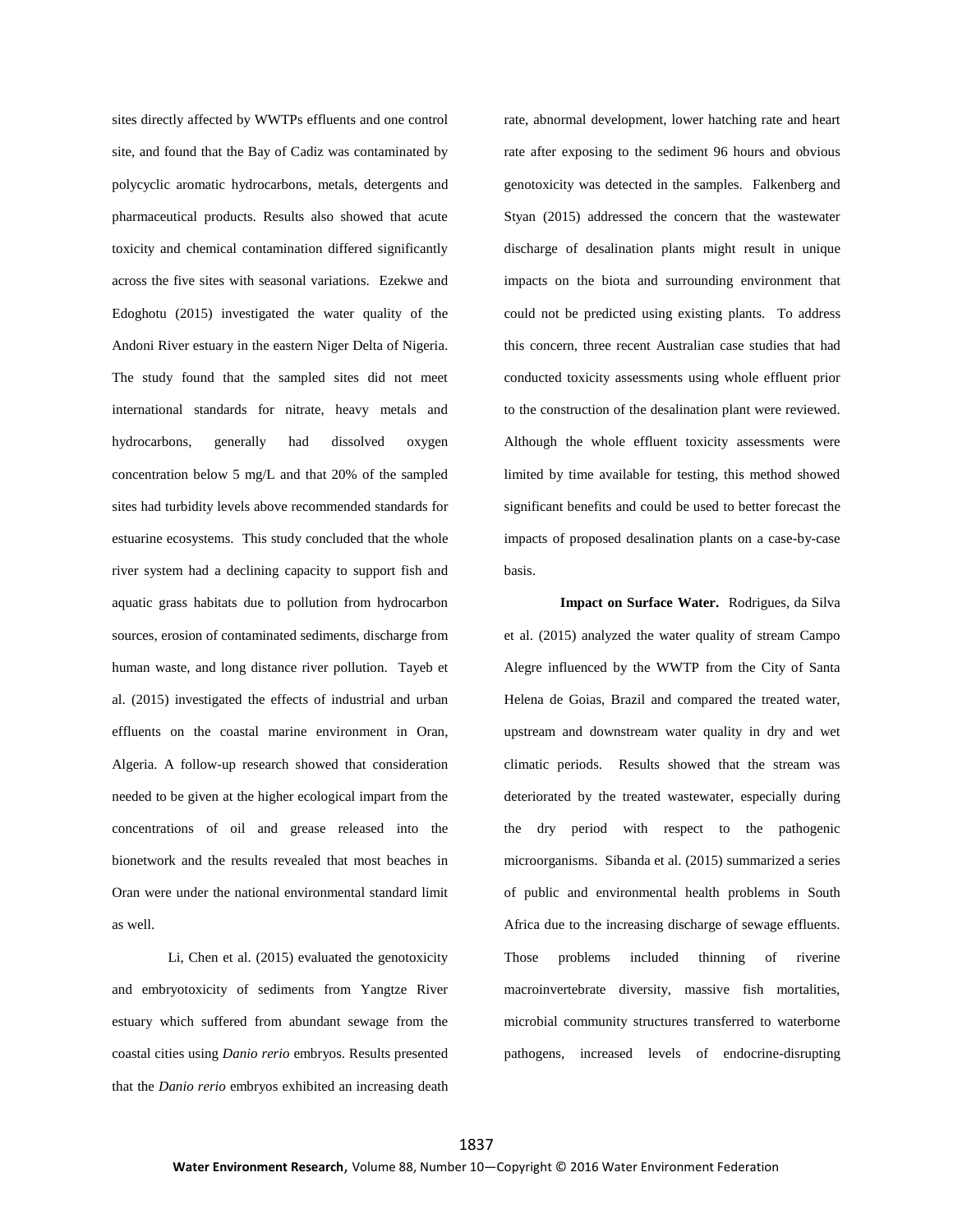sites directly affected by WWTPs effluents and one control site, and found that the Bay of Cadiz was contaminated by polycyclic aromatic hydrocarbons, metals, detergents and pharmaceutical products. Results also showed that acute toxicity and chemical contamination differed significantly across the five sites with seasonal variations. Ezekwe and Edoghotu (2015) investigated the water quality of the Andoni River estuary in the eastern Niger Delta of Nigeria. The study found that the sampled sites did not meet international standards for nitrate, heavy metals and hydrocarbons, generally had dissolved oxygen concentration below 5 mg/L and that 20% of the sampled sites had turbidity levels above recommended standards for estuarine ecosystems. This study concluded that the whole river system had a declining capacity to support fish and aquatic grass habitats due to pollution from hydrocarbon sources, erosion of contaminated sediments, discharge from human waste, and long distance river pollution. Tayeb et al. (2015) investigated the effects of industrial and urban effluents on the coastal marine environment in Oran, Algeria. A follow-up research showed that consideration needed to be given at the higher ecological impart from the concentrations of oil and grease released into the bionetwork and the results revealed that most beaches in Oran were under the national environmental standard limit as well.

Li, Chen et al. (2015) evaluated the genotoxicity and embryotoxicity of sediments from Yangtze River estuary which suffered from abundant sewage from the coastal cities using *Danio rerio* embryos. Results presented that the *Danio rerio* embryos exhibited an increasing death rate, abnormal development, lower hatching rate and heart rate after exposing to the sediment 96 hours and obvious genotoxicity was detected in the samples. Falkenberg and Styan (2015) addressed the concern that the wastewater discharge of desalination plants might result in unique impacts on the biota and surrounding environment that could not be predicted using existing plants. To address this concern, three recent Australian case studies that had conducted toxicity assessments using whole effluent prior to the construction of the desalination plant were reviewed. Although the whole effluent toxicity assessments were limited by time available for testing, this method showed significant benefits and could be used to better forecast the impacts of proposed desalination plants on a case-by-case basis.

**Impact on Surface Water.** Rodrigues, da Silva et al. (2015) analyzed the water quality of stream Campo Alegre influenced by the WWTP from the City of Santa Helena de Goias, Brazil and compared the treated water, upstream and downstream water quality in dry and wet climatic periods. Results showed that the stream was deteriorated by the treated wastewater, especially during the dry period with respect to the pathogenic microorganisms. Sibanda et al. (2015) summarized a series of public and environmental health problems in South Africa due to the increasing discharge of sewage effluents. Those problems included thinning of riverine macroinvertebrate diversity, massive fish mortalities, microbial community structures transferred to waterborne pathogens, increased levels of endocrine-disrupting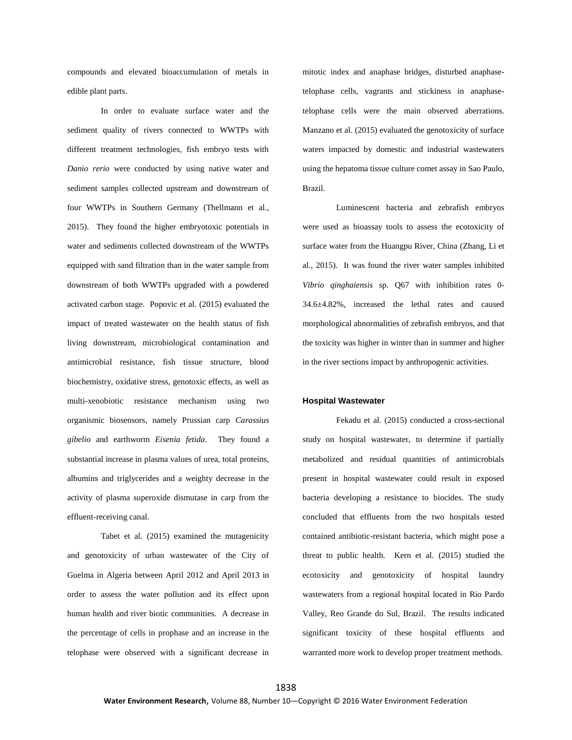compounds and elevated bioaccumulation of metals in edible plant parts.

In order to evaluate surface water and the sediment quality of rivers connected to WWTPs with different treatment technologies, fish embryo tests with *Danio rerio* were conducted by using native water and sediment samples collected upstream and downstream of four WWTPs in Southern Germany (Thellmann et al., 2015). They found the higher embryotoxic potentials in water and sediments collected downstream of the WWTPs equipped with sand filtration than in the water sample from downstream of both WWTPs upgraded with a powdered activated carbon stage. Popovic et al. (2015) evaluated the impact of treated wastewater on the health status of fish living downstream, microbiological contamination and antimicrobial resistance, fish tissue structure, blood biochemistry, oxidative stress, genotoxic effects, as well as multi-xenobiotic resistance mechanism using two organismic biosensors, namely Prussian carp *Carassius gibelio* and earthworm *Eisenia fetida*. They found a substantial increase in plasma values of urea, total proteins, albumins and triglycerides and a weighty decrease in the activity of plasma superoxide dismutase in carp from the effluent-receiving canal.

Tabet et al. (2015) examined the mutagenicity and genotoxicity of urban wastewater of the City of Guelma in Algeria between April 2012 and April 2013 in order to assess the water pollution and its effect upon human health and river biotic communities. A decrease in the percentage of cells in prophase and an increase in the telophase were observed with a significant decrease in mitotic index and anaphase bridges, disturbed anaphase-telophase cells, vagrants and stickiness in anaphase-telophase cells were the main observed aberrations. Manzano et al. (2015) evaluated the genotoxicity of surface waters impacted by domestic and industrial wastewaters using the hepatoma tissue culture comet assay in Sao Paulo, Brazil.

Luminescent bacteria and zebrafish embryos were used as bioassay tools to assess the ecotoxicity of surface water from the Huangpu River, China (Zhang, Li et al., 2015). It was found the river water samples inhibited *Vibrio qinghaiensis* sp. Q67 with inhibition rates 0-34.6±4.82%, increased the lethal rates and caused morphological abnormalities of zebrafish embryos, and that the toxicity was higher in winter than in summer and higher in the river sections impact by anthropogenic activities.

### Hospital Wastewater

Fekadu et al. (2015) conducted a cross-sectional study on hospital wastewater, to determine if partially metabolized and residual quantities of antimicrobials present in hospital wastewater could result in exposed bacteria developing a resistance to biocides. The study concluded that effluents from the two hospitals tested contained antibiotic-resistant bacteria, which might pose a threat to public health. Kern et al. (2015) studied the ecotoxicity and genotoxicity of hospital laundry wastewaters from a regional hospital located in Rio Pardo Valley, Reo Grande do Sul, Brazil. The results indicated significant toxicity of these hospital effluents and warranted more work to develop proper treatment methods.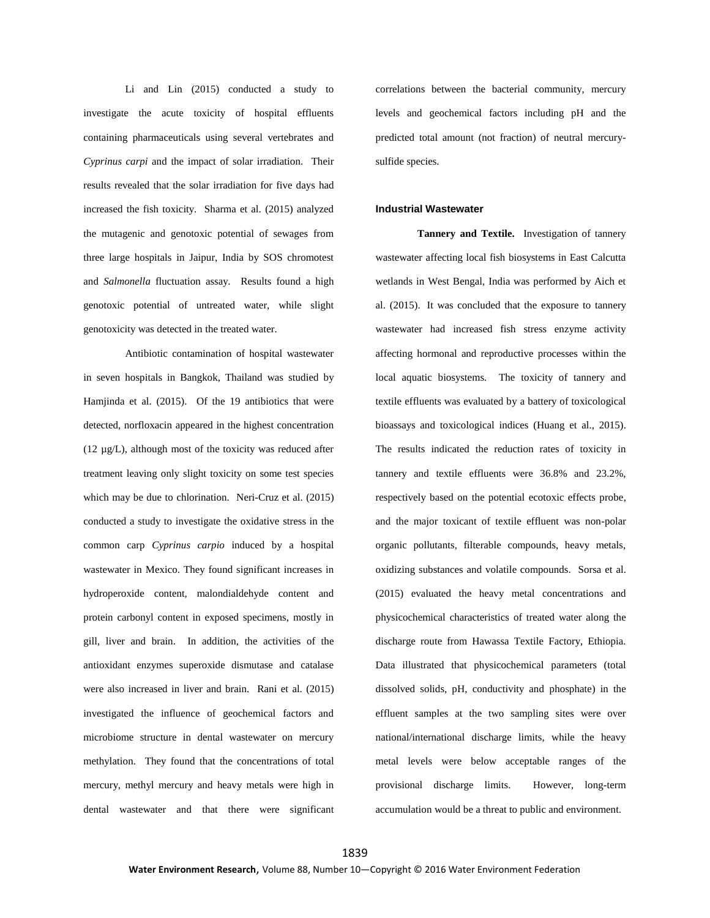Li and Lin (2015) conducted a study to investigate the acute toxicity of hospital effluents containing pharmaceuticals using several vertebrates and *Cyprinus carpi* and the impact of solar irradiation. Their results revealed that the solar irradiation for five days had increased the fish toxicity. Sharma et al. (2015) analyzed the mutagenic and genotoxic potential of sewages from three large hospitals in Jaipur, India by SOS chromotest and *Salmonella* fluctuation assay. Results found a high genotoxic potential of untreated water, while slight genotoxicity was detected in the treated water.

Antibiotic contamination of hospital wastewater in seven hospitals in Bangkok, Thailand was studied by Hamjinda et al. (2015). Of the 19 antibiotics that were detected, norfloxacin appeared in the highest concentration (12 µg/L), although most of the toxicity was reduced after treatment leaving only slight toxicity on some test species which may be due to chlorination. Neri-Cruz et al. (2015) conducted a study to investigate the oxidative stress in the common carp *Cyprinus carpio* induced by a hospital wastewater in Mexico. They found significant increases in hydroperoxide content, malondialdehyde content and protein carbonyl content in exposed specimens, mostly in gill, liver and brain. In addition, the activities of the antioxidant enzymes superoxide dismutase and catalase were also increased in liver and brain. Rani et al. (2015) investigated the influence of geochemical factors and microbiome structure in dental wastewater on mercury methylation. They found that the concentrations of total mercury, methyl mercury and heavy metals were high in dental wastewater and that there were significant correlations between the bacterial community, mercury levels and geochemical factors including pH and the predicted total amount (not fraction) of neutral mercury-sulfide species.

## Industrial Wastewater

**Tannery and Textile.** Investigation of tannery wastewater affecting local fish biosystems in East Calcutta wetlands in West Bengal, India was performed by Aich et al. (2015). It was concluded that the exposure to tannery wastewater had increased fish stress enzyme activity affecting hormonal and reproductive processes within the local aquatic biosystems. The toxicity of tannery and textile effluents was evaluated by a battery of toxicological bioassays and toxicological indices (Huang et al., 2015). The results indicated the reduction rates of toxicity in tannery and textile effluents were 36.8% and 23.2%, respectively based on the potential ecotoxic effects probe, and the major toxicant of textile effluent was non-polar organic pollutants, filterable compounds, heavy metals, oxidizing substances and volatile compounds. Sorsa et al. (2015) evaluated the heavy metal concentrations and physicochemical characteristics of treated water along the discharge route from Hawassa Textile Factory, Ethiopia. Data illustrated that physicochemical parameters (total dissolved solids, pH, conductivity and phosphate) in the effluent samples at the two sampling sites were over national/international discharge limits, while the heavy metal levels were below acceptable ranges of the provisional discharge limits. However, long-term accumulation would be a threat to public and environment.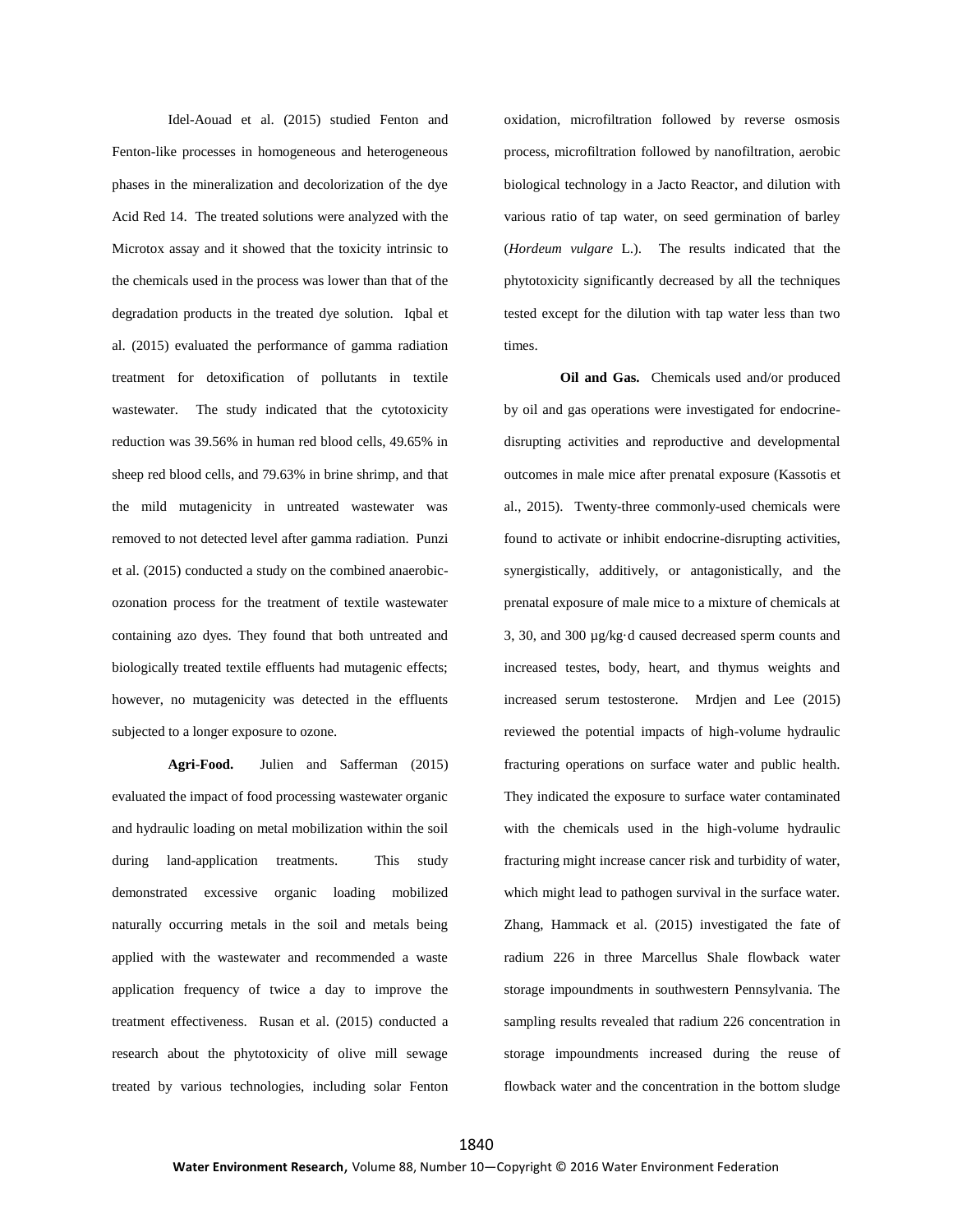Idel-Aouad et al. (2015) studied Fenton and Fenton-like processes in homogeneous and heterogeneous phases in the mineralization and decolorization of the dye Acid Red 14. The treated solutions were analyzed with the Microtox assay and it showed that the toxicity intrinsic to the chemicals used in the process was lower than that of the degradation products in the treated dye solution. Iqbal et al. (2015) evaluated the performance of gamma radiation treatment for detoxification of pollutants in textile wastewater. The study indicated that the cytotoxicity reduction was 39.56% in human red blood cells, 49.65% in sheep red blood cells, and 79.63% in brine shrimp, and that the mild mutagenicity in untreated wastewater was removed to not detected level after gamma radiation. Punzi et al. (2015) conducted a study on the combined anaerobic-ozonation process for the treatment of textile wastewater containing azo dyes. They found that both untreated and biologically treated textile effluents had mutagenic effects; however, no mutagenicity was detected in the effluents subjected to a longer exposure to ozone.

**Agri-Food.** Julien and Safferman (2015) evaluated the impact of food processing wastewater organic and hydraulic loading on metal mobilization within the soil during land-application treatments. This study demonstrated excessive organic loading mobilized naturally occurring metals in the soil and metals being applied with the wastewater and recommended a waste application frequency of twice a day to improve the treatment effectiveness. Rusan et al. (2015) conducted a research about the phytotoxicity of olive mill sewage treated by various technologies, including solar Fenton oxidation, microfiltration followed by reverse osmosis process, microfiltration followed by nanofiltration, aerobic biological technology in a Jacto Reactor, and dilution with various ratio of tap water, on seed germination of barley (*Hordeum vulgare* L.). The results indicated that the phytotoxicity significantly decreased by all the techniques tested except for the dilution with tap water less than two times.

**Oil and Gas.** Chemicals used and/or produced by oil and gas operations were investigated for endocrine-disrupting activities and reproductive and developmental outcomes in male mice after prenatal exposure (Kassotis et al., 2015). Twenty-three commonly-used chemicals were found to activate or inhibit endocrine-disrupting activities, synergistically, additively, or antagonistically, and the prenatal exposure of male mice to a mixture of chemicals at 3, 30, and 300 µg/kg·d caused decreased sperm counts and increased testes, body, heart, and thymus weights and increased serum testosterone. Mrdjen and Lee (2015) reviewed the potential impacts of high-volume hydraulic fracturing operations on surface water and public health. They indicated the exposure to surface water contaminated with the chemicals used in the high-volume hydraulic fracturing might increase cancer risk and turbidity of water, which might lead to pathogen survival in the surface water. Zhang, Hammack et al. (2015) investigated the fate of radium 226 in three Marcellus Shale flowback water storage impoundments in southwestern Pennsylvania. The sampling results revealed that radium 226 concentration in storage impoundments increased during the reuse of flowback water and the concentration in the bottom sludge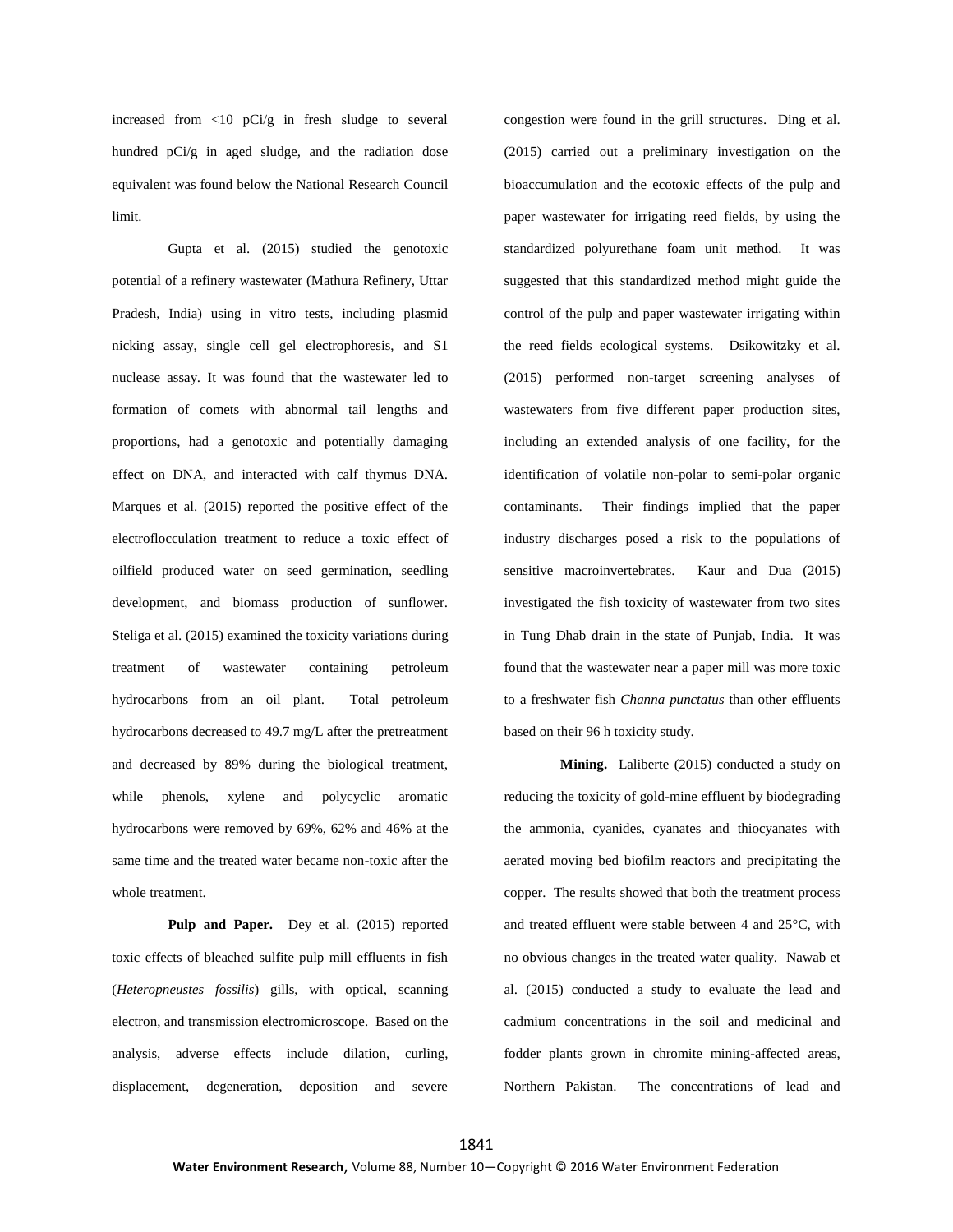increased from <10 pCi/g in fresh sludge to several hundred pCi/g in aged sludge, and the radiation dose equivalent was found below the National Research Council limit.

Gupta et al. (2015) studied the genotoxic potential of a refinery wastewater (Mathura Refinery, Uttar Pradesh, India) using in vitro tests, including plasmid nicking assay, single cell gel electrophoresis, and S1 nuclease assay. It was found that the wastewater led to formation of comets with abnormal tail lengths and proportions, had a genotoxic and potentially damaging effect on DNA, and interacted with calf thymus DNA. Marques et al. (2015) reported the positive effect of the electroflocculation treatment to reduce a toxic effect of oilfield produced water on seed germination, seedling development, and biomass production of sunflower. Steliga et al. (2015) examined the toxicity variations during treatment of wastewater containing petroleum hydrocarbons from an oil plant. Total petroleum hydrocarbons decreased to 49.7 mg/L after the pretreatment and decreased by 89% during the biological treatment, while phenols, xylene and polycyclic aromatic hydrocarbons were removed by 69%, 62% and 46% at the same time and the treated water became non-toxic after the whole treatment.

**Pulp and Paper.** Dey et al. (2015) reported toxic effects of bleached sulfite pulp mill effluents in fish (*Heteropneustes fossilis*) gills, with optical, scanning electron, and transmission electromicroscope. Based on the analysis, adverse effects include dilation, curling, displacement, degeneration, deposition and severe congestion were found in the grill structures. Ding et al. (2015) carried out a preliminary investigation on the bioaccumulation and the ecotoxic effects of the pulp and paper wastewater for irrigating reed fields, by using the standardized polyurethane foam unit method. It was suggested that this standardized method might guide the control of the pulp and paper wastewater irrigating within the reed fields ecological systems. Dsikowitzky et al. (2015) performed non-target screening analyses of wastewaters from five different paper production sites, including an extended analysis of one facility, for the identification of volatile non-polar to semi-polar organic contaminants. Their findings implied that the paper industry discharges posed a risk to the populations of sensitive macroinvertebrates. Kaur and Dua (2015) investigated the fish toxicity of wastewater from two sites in Tung Dhab drain in the state of Punjab, India. It was found that the wastewater near a paper mill was more toxic to a freshwater fish *Channa punctatus* than other effluents based on their 96 h toxicity study.

**Mining.** Laliberte (2015) conducted a study on reducing the toxicity of gold-mine effluent by biodegrading the ammonia, cyanides, cyanates and thiocyanates with aerated moving bed biofilm reactors and precipitating the copper. The results showed that both the treatment process and treated effluent were stable between 4 and 25°C, with no obvious changes in the treated water quality. Nawab et al. (2015) conducted a study to evaluate the lead and cadmium concentrations in the soil and medicinal and fodder plants grown in chromite mining-affected areas, Northern Pakistan. The concentrations of lead and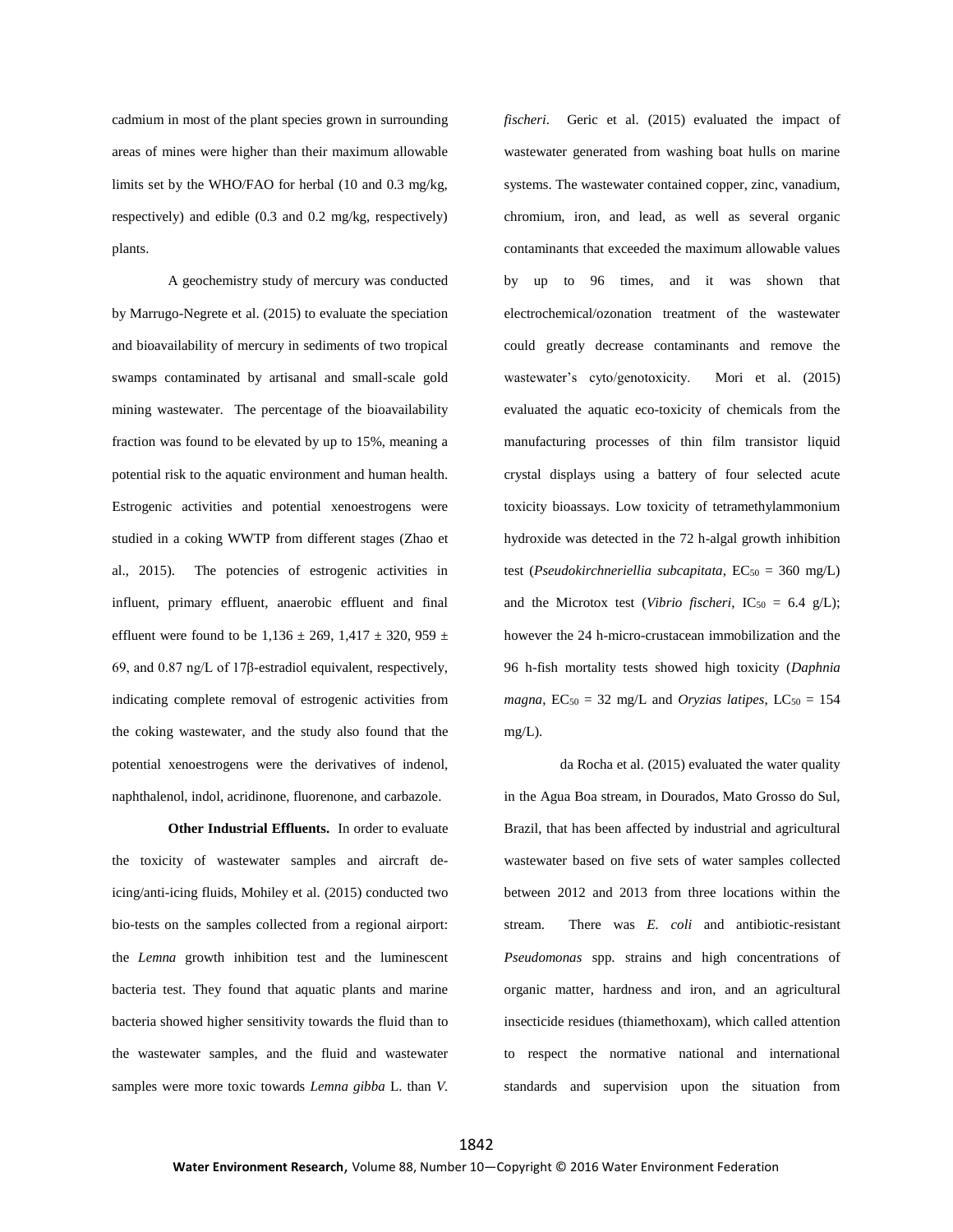cadmium in most of the plant species grown in surrounding areas of mines were higher than their maximum allowable limits set by the WHO/FAO for herbal (10 and 0.3 mg/kg, respectively) and edible (0.3 and 0.2 mg/kg, respectively) plants.

A geochemistry study of mercury was conducted by Marrugo-Negrete et al. (2015) to evaluate the speciation and bioavailability of mercury in sediments of two tropical swamps contaminated by artisanal and small-scale gold mining wastewater. The percentage of the bioavailability fraction was found to be elevated by up to 15%, meaning a potential risk to the aquatic environment and human health. Estrogenic activities and potential xenoestrogens were studied in a coking WWTP from different stages (Zhao et al., 2015). The potencies of estrogenic activities in influent, primary effluent, anaerobic effluent and final effluent were found to be 1,136 ± 269, 1,417 ± 320, 959 ± 69, and 0.87 ng/L of 17β-estradiol equivalent, respectively, indicating complete removal of estrogenic activities from the coking wastewater, and the study also found that the potential xenoestrogens were the derivatives of indenol, naphthalenol, indol, acridinone, fluorenone, and carbazole.

**Other Industrial Effluents.** In order to evaluate the toxicity of wastewater samples and aircraft de-icing/anti-icing fluids, Mohiley et al. (2015) conducted two bio-tests on the samples collected from a regional airport: the *Lemna* growth inhibition test and the luminescent bacteria test. They found that aquatic plants and marine bacteria showed higher sensitivity towards the fluid than to the wastewater samples, and the fluid and wastewater samples were more toxic towards *Lemna gibba* L. than *V. fischeri*. Geric et al. (2015) evaluated the impact of wastewater generated from washing boat hulls on marine systems. The wastewater contained copper, zinc, vanadium, chromium, iron, and lead, as well as several organic contaminants that exceeded the maximum allowable values by up to 96 times, and it was shown that electrochemical/ozonation treatment of the wastewater could greatly decrease contaminants and remove the wastewater's cyto/genotoxicity. Mori et al. (2015) evaluated the aquatic eco-toxicity of chemicals from the manufacturing processes of thin film transistor liquid crystal displays using a battery of four selected acute toxicity bioassays. Low toxicity of tetramethylammonium hydroxide was detected in the 72 h-algal growth inhibition test (*Pseudokirchneriellia subcapitata*, $EC_{50}$ = 360 mg/L) and the Microtox test (*Vibrio fischeri*, $IC_{50}$ = 6.4 g/L); however the 24 h-micro-crustacean immobilization and the 96 h-fish mortality tests showed high toxicity (*Daphnia magna*, $EC_{50}$ = 32 mg/L and *Oryzias latipes*, $LC_{50}$ = 154 mg/L).

da Rocha et al. (2015) evaluated the water quality in the Agua Boa stream, in Dourados, Mato Grosso do Sul, Brazil, that has been affected by industrial and agricultural wastewater based on five sets of water samples collected between 2012 and 2013 from three locations within the stream. There was *E. coli* and antibiotic-resistant *Pseudomonas* spp. strains and high concentrations of organic matter, hardness and iron, and an agricultural insecticide residues (thiamethoxam), which called attention to respect the normative national and international standards and supervision upon the situation from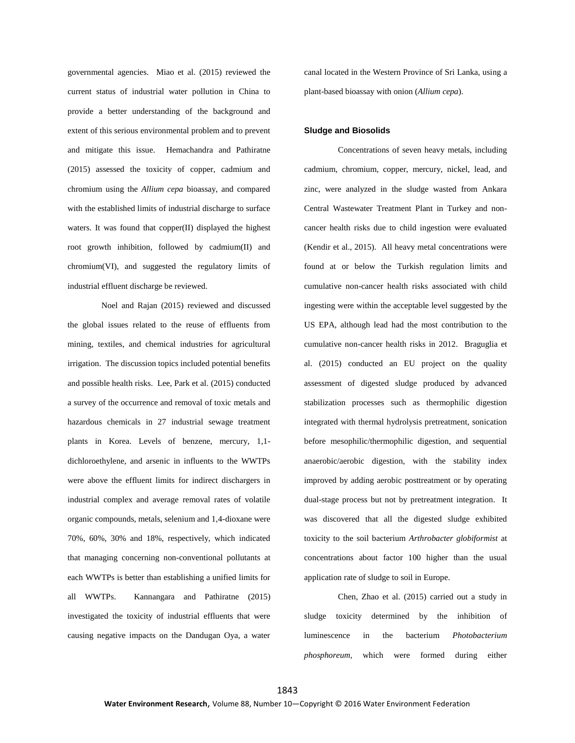governmental agencies. Miao et al. (2015) reviewed the current status of industrial water pollution in China to provide a better understanding of the background and extent of this serious environmental problem and to prevent and mitigate this issue. Hemachandra and Pathiratne (2015) assessed the toxicity of copper, cadmium and chromium using the *Allium cepa* bioassay, and compared with the established limits of industrial discharge to surface waters. It was found that copper(II) displayed the highest root growth inhibition, followed by cadmium(II) and chromium(VI), and suggested the regulatory limits of industrial effluent discharge be reviewed.

Noel and Rajan (2015) reviewed and discussed the global issues related to the reuse of effluents from mining, textiles, and chemical industries for agricultural irrigation. The discussion topics included potential benefits and possible health risks. Lee, Park et al. (2015) conducted a survey of the occurrence and removal of toxic metals and hazardous chemicals in 27 industrial sewage treatment plants in Korea. Levels of benzene, mercury, 1,1-dichloroethylene, and arsenic in influents to the WWTPs were above the effluent limits for indirect dischargers in industrial complex and average removal rates of volatile organic compounds, metals, selenium and 1,4-dioxane were 70%, 60%, 30% and 18%, respectively, which indicated that managing concerning non-conventional pollutants at each WWTPs is better than establishing a unified limits for all WWTPs. Kannangara and Pathiratne (2015) investigated the toxicity of industrial effluents that were causing negative impacts on the Dandugan Oya, a water canal located in the Western Province of Sri Lanka, using a plant-based bioassay with onion (*Allium cepa*).

## Sludge and Biosolids

Concentrations of seven heavy metals, including cadmium, chromium, copper, mercury, nickel, lead, and zinc, were analyzed in the sludge wasted from Ankara Central Wastewater Treatment Plant in Turkey and non-cancer health risks due to child ingestion were evaluated (Kendir et al., 2015). All heavy metal concentrations were found at or below the Turkish regulation limits and cumulative non-cancer health risks associated with child ingesting were within the acceptable level suggested by the US EPA, although lead had the most contribution to the cumulative non-cancer health risks in 2012. Braguglia et al. (2015) conducted an EU project on the quality assessment of digested sludge produced by advanced stabilization processes such as thermophilic digestion integrated with thermal hydrolysis pretreatment, sonication before mesophilic/thermophilic digestion, and sequential anaerobic/aerobic digestion, with the stability index improved by adding aerobic posttreatment or by operating dual-stage process but not by pretreatment integration. It was discovered that all the digested sludge exhibited toxicity to the soil bacterium *Arthrobacter globiformist* at concentrations about factor 100 higher than the usual application rate of sludge to soil in Europe.

Chen, Zhao et al. (2015) carried out a study in sludge toxicity determined by the inhibition of luminescence in the bacterium *Photobacterium phosphoreum*, which were formed during either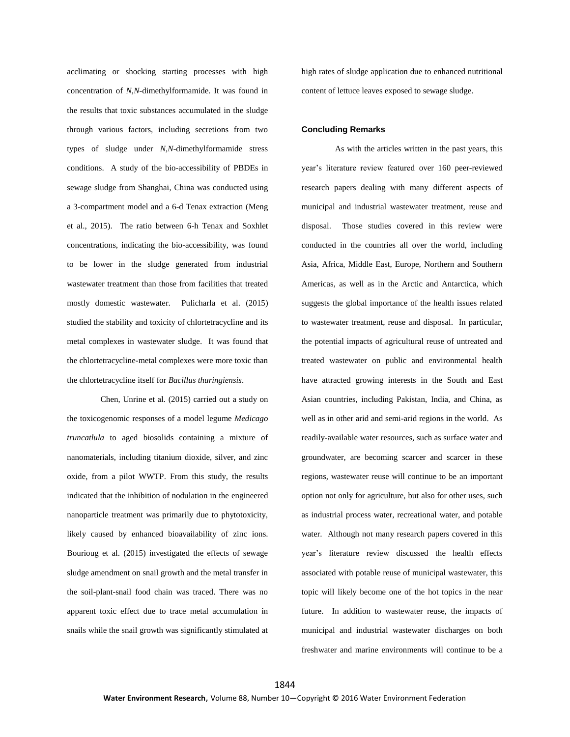acclimating or shocking starting processes with high concentration of *N,N*-dimethylformamide. It was found in the results that toxic substances accumulated in the sludge through various factors, including secretions from two types of sludge under *N,N*-dimethylformamide stress conditions. A study of the bio-accessibility of PBDEs in sewage sludge from Shanghai, China was conducted using a 3-compartment model and a 6-d Tenax extraction (Meng et al., 2015). The ratio between 6-h Tenax and Soxhlet concentrations, indicating the bio-accessibility, was found to be lower in the sludge generated from industrial wastewater treatment than those from facilities that treated mostly domestic wastewater. Pulicharla et al. (2015) studied the stability and toxicity of chlortetracycline and its metal complexes in wastewater sludge. It was found that the chlortetracycline-metal complexes were more toxic than the chlortetracycline itself for *Bacillus thuringiensis*.

Chen, Unrine et al. (2015) carried out a study on the toxicogenomic responses of a model legume *Medicago truncatlula* to aged biosolids containing a mixture of nanomaterials, including titanium dioxide, silver, and zinc oxide, from a pilot WWTP. From this study, the results indicated that the inhibition of nodulation in the engineered nanoparticle treatment was primarily due to phytotoxicity, likely caused by enhanced bioavailability of zinc ions. Bourioug et al. (2015) investigated the effects of sewage sludge amendment on snail growth and the metal transfer in the soil-plant-snail food chain was traced. There was no apparent toxic effect due to trace metal accumulation in snails while the snail growth was significantly stimulated at high rates of sludge application due to enhanced nutritional content of lettuce leaves exposed to sewage sludge.

## Concluding Remarks

As with the articles written in the past years, this year's literature review featured over 160 peer-reviewed research papers dealing with many different aspects of municipal and industrial wastewater treatment, reuse and disposal. Those studies covered in this review were conducted in the countries all over the world, including Asia, Africa, Middle East, Europe, Northern and Southern Americas, as well as in the Arctic and Antarctica, which suggests the global importance of the health issues related to wastewater treatment, reuse and disposal. In particular, the potential impacts of agricultural reuse of untreated and treated wastewater on public and environmental health have attracted growing interests in the South and East Asian countries, including Pakistan, India, and China, as well as in other arid and semi-arid regions in the world. As readily-available water resources, such as surface water and groundwater, are becoming scarcer and scarcer in these regions, wastewater reuse will continue to be an important option not only for agriculture, but also for other uses, such as industrial process water, recreational water, and potable water. Although not many research papers covered in this year's literature review discussed the health effects associated with potable reuse of municipal wastewater, this topic will likely become one of the hot topics in the near future. In addition to wastewater reuse, the impacts of municipal and industrial wastewater discharges on both freshwater and marine environments will continue to be a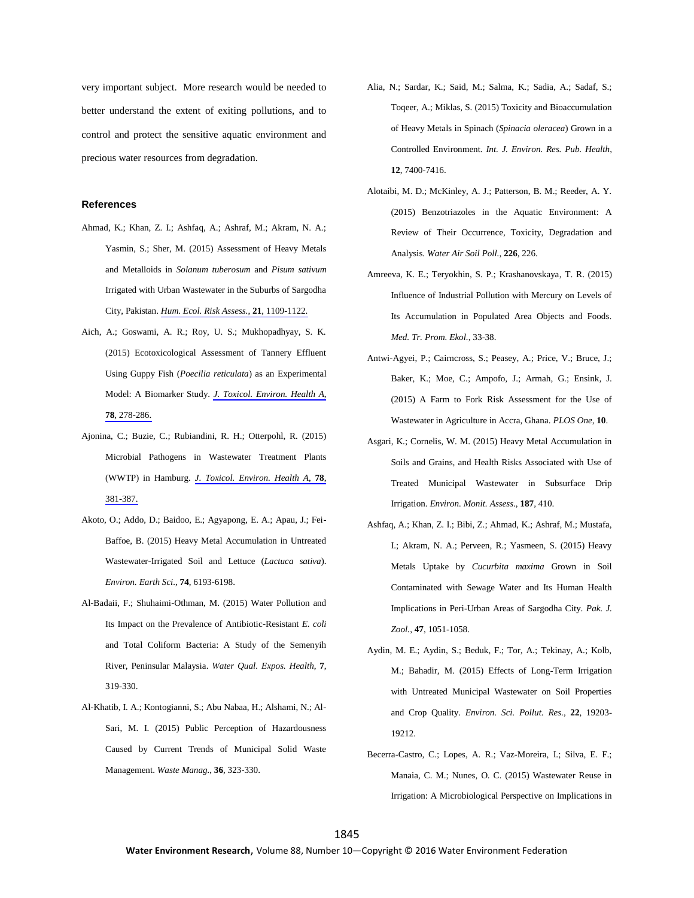very important subject. More research would be needed to better understand the extent of exiting pollutions, and to control and protect the sensitive aquatic environment and precious water resources from degradation.

## References

Ahmad, K.; Khan, Z. I.; Ashfaq, A.; Ashraf, M.; Akram, N. A.; Yasmin, S.; Sher, M. (2015) Assessment of Heavy Metals and Metalloids in *Solanum tuberosum* and *Pisum sativum* Irrigated with Urban Wastewater in the Suburbs of Sargodha City, Pakistan. *Hum. Ecol. Risk Assess.*, **21**, 1109-1122.

Aich, A.; Goswami, A. R.; Roy, U. S.; Mukhopadhyay, S. K. (2015) Ecotoxicological Assessment of Tannery Effluent Using Guppy Fish (*Poecilia reticulata*) as an Experimental Model: A Biomarker Study. *J. Toxicol. Environ. Health A*, **78**, 278-286.

Ajonina, C.; Buzie, C.; Rubiandini, R. H.; Otterpohl, R. (2015) Microbial Pathogens in Wastewater Treatment Plants (WWTP) in Hamburg. *J. Toxicol. Environ. Health A*, **78**, 381-387.

Akoto, O.; Addo, D.; Baidoo, E.; Agyapong, E. A.; Apau, J.; Fei-Baffoe, B. (2015) Heavy Metal Accumulation in Untreated Wastewater-Irrigated Soil and Lettuce (*Lactuca sativa*). *Environ. Earth Sci.*, **74**, 6193-6198.

Al-Badaii, F.; Shuhaimi-Othman, M. (2015) Water Pollution and Its Impact on the Prevalence of Antibiotic-Resistant *E. coli* and Total Coliform Bacteria: A Study of the Semenyih River, Peninsular Malaysia. *Water Qual. Expos. Health*, **7**, 319-330.

Al-Khatib, I. A.; Kontogianni, S.; Abu Nabaa, H.; Alshami, N.; Al-Sari, M. I. (2015) Public Perception of Hazardousness Caused by Current Trends of Municipal Solid Waste Management. *Waste Manag.*, **36**, 323-330.

Alia, N.; Sardar, K.; Said, M.; Salma, K.; Sadia, A.; Sadaf, S.; Toqeer, A.; Miklas, S. (2015) Toxicity and Bioaccumulation of Heavy Metals in Spinach (*Spinacia oleracea*) Grown in a Controlled Environment. *Int. J. Environ. Res. Pub. Health*, **12**, 7400-7416.

Alotaibi, M. D.; McKinley, A. J.; Patterson, B. M.; Reeder, A. Y. (2015) Benzotriazoles in the Aquatic Environment: A Review of Their Occurrence, Toxicity, Degradation and Analysis. *Water Air Soil Poll.*, **226**, 226.

Amreeva, K. E.; Teryokhin, S. P.; Krashanovskaya, T. R. (2015) Influence of Industrial Pollution with Mercury on Levels of Its Accumulation in Populated Area Objects and Foods. *Med. Tr. Prom. Ekol.*, 33-38.

Antwi-Agyei, P.; Cairncross, S.; Peasey, A.; Price, V.; Bruce, J.; Baker, K.; Moe, C.; Ampofo, J.; Armah, G.; Ensink, J. (2015) A Farm to Fork Risk Assessment for the Use of Wastewater in Agriculture in Accra, Ghana. *PLOS One*, **10**.

Asgari, K.; Cornelis, W. M. (2015) Heavy Metal Accumulation in Soils and Grains, and Health Risks Associated with Use of Treated Municipal Wastewater in Subsurface Drip Irrigation. *Environ. Monit. Assess.*, **187**, 410.

Ashfaq, A.; Khan, Z. I.; Bibi, Z.; Ahmad, K.; Ashraf, M.; Mustafa, I.; Akram, N. A.; Perveen, R.; Yasmeen, S. (2015) Heavy Metals Uptake by *Cucurbita maxima* Grown in Soil Contaminated with Sewage Water and Its Human Health Implications in Peri-Urban Areas of Sargodha City. *Pak. J. Zool.*, **47**, 1051-1058.

Aydin, M. E.; Aydin, S.; Beduk, F.; Tor, A.; Tekinay, A.; Kolb, M.; Bahadir, M. (2015) Effects of Long-Term Irrigation with Untreated Municipal Wastewater on Soil Properties and Crop Quality. *Environ. Sci. Pollut. Res.*, **22**, 19203-19212.

Becerra-Castro, C.; Lopes, A. R.; Vaz-Moreira, I.; Silva, E. F.; Manaia, C. M.; Nunes, O. C. (2015) Wastewater Reuse in Irrigation: A Microbiological Perspective on Implications in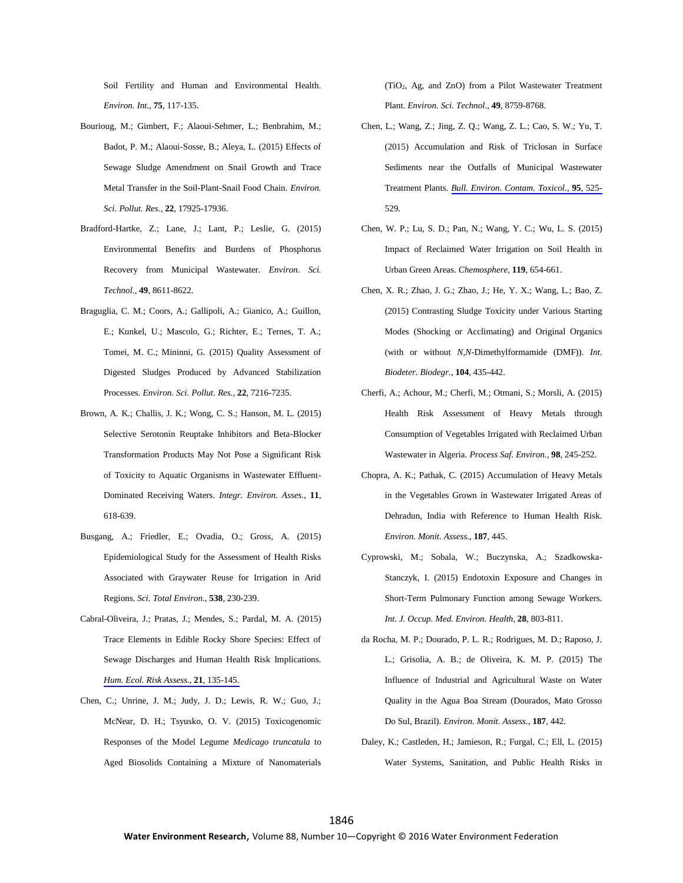Soil Fertility and Human and Environmental Health. *Environ. Int.*, **75**, 117-135.

Bourioug, M.; Gimbert, F.; Alaoui-Sehmer, L.; Benbrahim, M.; Badot, P. M.; Alaoui-Sosse, B.; Aleya, L. (2015) Effects of Sewage Sludge Amendment on Snail Growth and Trace Metal Transfer in the Soil-Plant-Snail Food Chain. *Environ. Sci. Pollut. Res.*, **22**, 17925-17936.

Bradford-Hartke, Z.; Lane, J.; Lant, P.; Leslie, G. (2015) Environmental Benefits and Burdens of Phosphorus Recovery from Municipal Wastewater. *Environ. Sci. Technol.*, **49**, 8611-8622.

Braguglia, C. M.; Coors, A.; Gallipoli, A.; Gianico, A.; Guillon, E.; Kunkel, U.; Mascolo, G.; Richter, E.; Ternes, T. A.; Tomei, M. C.; Mininni, G. (2015) Quality Assessment of Digested Sludges Produced by Advanced Stabilization Processes. *Environ. Sci. Pollut. Res.*, **22**, 7216-7235.

Brown, A. K.; Challis, J. K.; Wong, C. S.; Hanson, M. L. (2015) Selective Serotonin Reuptake Inhibitors and Beta-Blocker Transformation Products May Not Pose a Significant Risk of Toxicity to Aquatic Organisms in Wastewater Effluent-Dominated Receiving Waters. *Integr. Environ. Asses.*, **11**, 618-639.

Busgang, A.; Friedler, E.; Ovadia, O.; Gross, A. (2015) Epidemiological Study for the Assessment of Health Risks Associated with Graywater Reuse for Irrigation in Arid Regions. *Sci. Total Environ.*, **538**, 230-239.

Cabral-Oliveira, J.; Pratas, J.; Mendes, S.; Pardal, M. A. (2015) Trace Elements in Edible Rocky Shore Species: Effect of Sewage Discharges and Human Health Risk Implications. *Hum. Ecol. Risk Assess.*, **21**, 135-145.

Chen, C.; Unrine, J. M.; Judy, J. D.; Lewis, R. W.; Guo, J.; McNear, D. H.; Tsyusko, O. V. (2015) Toxicogenomic Responses of the Model Legume *Medicago truncatula* to Aged Biosolids Containing a Mixture of Nanomaterials ($TiO_2$, Ag, and ZnO) from a Pilot Wastewater Treatment Plant. *Environ. Sci. Technol.*, **49**, 8759-8768.

Chen, L.; Wang, Z.; Jing, Z. Q.; Wang, Z. L.; Cao, S. W.; Yu, T. (2015) Accumulation and Risk of Triclosan in Surface Sediments near the Outfalls of Municipal Wastewater Treatment Plants. *Bull. Environ. Contam. Toxicol.*, **95**, 525-529.

Chen, W. P.; Lu, S. D.; Pan, N.; Wang, Y. C.; Wu, L. S. (2015) Impact of Reclaimed Water Irrigation on Soil Health in Urban Green Areas. *Chemosphere*, **119**, 654-661.

Chen, X. R.; Zhao, J. G.; Zhao, J.; He, Y. X.; Wang, L.; Bao, Z. (2015) Contrasting Sludge Toxicity under Various Starting Modes (Shocking or Acclimating) and Original Organics (with or without *N,N*-Dimethylformamide (DMF)). *Int. Biodeter. Biodegr.*, **104**, 435-442.

Cherfi, A.; Achour, M.; Cherfi, M.; Otmani, S.; Morsli, A. (2015) Health Risk Assessment of Heavy Metals through Consumption of Vegetables Irrigated with Reclaimed Urban Wastewater in Algeria. *Process Saf. Environ.*, **98**, 245-252.

Chopra, A. K.; Pathak, C. (2015) Accumulation of Heavy Metals in the Vegetables Grown in Wastewater Irrigated Areas of Dehradun, India with Reference to Human Health Risk. *Environ. Monit. Assess.*, **187**, 445.

Cyprowski, M.; Sobala, W.; Buczynska, A.; Szadkowska-Stanczyk, I. (2015) Endotoxin Exposure and Changes in Short-Term Pulmonary Function among Sewage Workers. *Int. J. Occup. Med. Environ. Health*, **28**, 803-811.

da Rocha, M. P.; Dourado, P. L. R.; Rodrigues, M. D.; Raposo, J. L.; Grisolia, A. B.; de Oliveira, K. M. P. (2015) The Influence of Industrial and Agricultural Waste on Water Quality in the Agua Boa Stream (Dourados, Mato Grosso Do Sul, Brazil). *Environ. Monit. Assess.*, **187**, 442.

Daley, K.; Castleden, H.; Jamieson, R.; Furgal, C.; Ell, L. (2015) Water Systems, Sanitation, and Public Health Risks in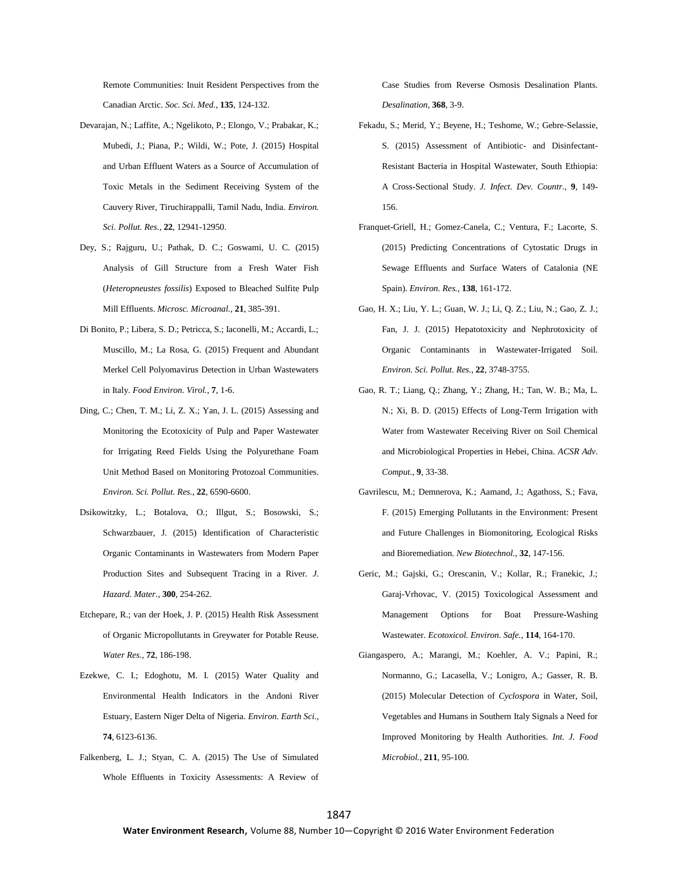Remote Communities: Inuit Resident Perspectives from the Canadian Arctic. *Soc. Sci. Med.*, **135**, 124-132.

Devarajan, N.; Laffite, A.; Ngelikoto, P.; Elongo, V.; Prabakar, K.; Mubedi, J.; Piana, P.; Wildi, W.; Pote, J. (2015) Hospital and Urban Effluent Waters as a Source of Accumulation of Toxic Metals in the Sediment Receiving System of the Cauvery River, Tiruchirappalli, Tamil Nadu, India. *Environ. Sci. Pollut. Res.*, **22**, 12941-12950.

Dey, S.; Rajguru, U.; Pathak, D. C.; Goswami, U. C. (2015) Analysis of Gill Structure from a Fresh Water Fish (*Heteropneustes fossilis*) Exposed to Bleached Sulfite Pulp Mill Effluents. *Microsc. Microanal.*, **21**, 385-391.

Di Bonito, P.; Libera, S. D.; Petricca, S.; Iaconelli, M.; Accardi, L.; Muscillo, M.; La Rosa, G. (2015) Frequent and Abundant Merkel Cell Polyomavirus Detection in Urban Wastewaters in Italy. *Food Environ. Virol.*, **7**, 1-6.

Ding, C.; Chen, T. M.; Li, Z. X.; Yan, J. L. (2015) Assessing and Monitoring the Ecotoxicity of Pulp and Paper Wastewater for Irrigating Reed Fields Using the Polyurethane Foam Unit Method Based on Monitoring Protozoal Communities. *Environ. Sci. Pollut. Res.*, **22**, 6590-6600.

Dsikowitzky, L.; Botalova, O.; Illgut, S.; Bosowski, S.; Schwarzbauer, J. (2015) Identification of Characteristic Organic Contaminants in Wastewaters from Modern Paper Production Sites and Subsequent Tracing in a River. *J. Hazard. Mater.*, **300**, 254-262.

Etchepare, R.; van der Hoek, J. P. (2015) Health Risk Assessment of Organic Micropollutants in Greywater for Potable Reuse. *Water Res.*, **72**, 186-198.

Ezekwe, C. I.; Edoghotu, M. I. (2015) Water Quality and Environmental Health Indicators in the Andoni River Estuary, Eastern Niger Delta of Nigeria. *Environ. Earth Sci.*, **74**, 6123-6136.

Falkenberg, L. J.; Styan, C. A. (2015) The Use of Simulated Whole Effluents in Toxicity Assessments: A Review of Case Studies from Reverse Osmosis Desalination Plants. *Desalination*, **368**, 3-9.

Fekadu, S.; Merid, Y.; Beyene, H.; Teshome, W.; Gebre-Selassie, S. (2015) Assessment of Antibiotic- and Disinfectant-Resistant Bacteria in Hospital Wastewater, South Ethiopia: A Cross-Sectional Study. *J. Infect. Dev. Countr.*, **9**, 149-156.

Franquet-Griell, H.; Gomez-Canela, C.; Ventura, F.; Lacorte, S. (2015) Predicting Concentrations of Cytostatic Drugs in Sewage Effluents and Surface Waters of Catalonia (NE Spain). *Environ. Res.*, **138**, 161-172.

Gao, H. X.; Liu, Y. L.; Guan, W. J.; Li, Q. Z.; Liu, N.; Gao, Z. J.; Fan, J. J. (2015) Hepatotoxicity and Nephrotoxicity of Organic Contaminants in Wastewater-Irrigated Soil. *Environ. Sci. Pollut. Res.*, **22**, 3748-3755.

Gao, R. T.; Liang, Q.; Zhang, Y.; Zhang, H.; Tan, W. B.; Ma, L. N.; Xi, B. D. (2015) Effects of Long-Term Irrigation with Water from Wastewater Receiving River on Soil Chemical and Microbiological Properties in Hebei, China. *ACSR Adv. Comput.*, **9**, 33-38.

Gavrilescu, M.; Demnerova, K.; Aamand, J.; Agathoss, S.; Fava, F. (2015) Emerging Pollutants in the Environment: Present and Future Challenges in Biomonitoring, Ecological Risks and Bioremediation. *New Biotechnol.*, **32**, 147-156.

Geric, M.; Gajski, G.; Orescanin, V.; Kollar, R.; Franekic, J.; Garaj-Vrhovac, V. (2015) Toxicological Assessment and Management Options for Boat Pressure-Washing Wastewater. *Ecotoxicol. Environ. Safe.*, **114**, 164-170.

Giangaspero, A.; Marangi, M.; Koehler, A. V.; Papini, R.; Normanno, G.; Lacasella, V.; Lonigro, A.; Gasser, R. B. (2015) Molecular Detection of *Cyclospora* in Water, Soil, Vegetables and Humans in Southern Italy Signals a Need for Improved Monitoring by Health Authorities. *Int. J. Food Microbiol.*, **211**, 95-100.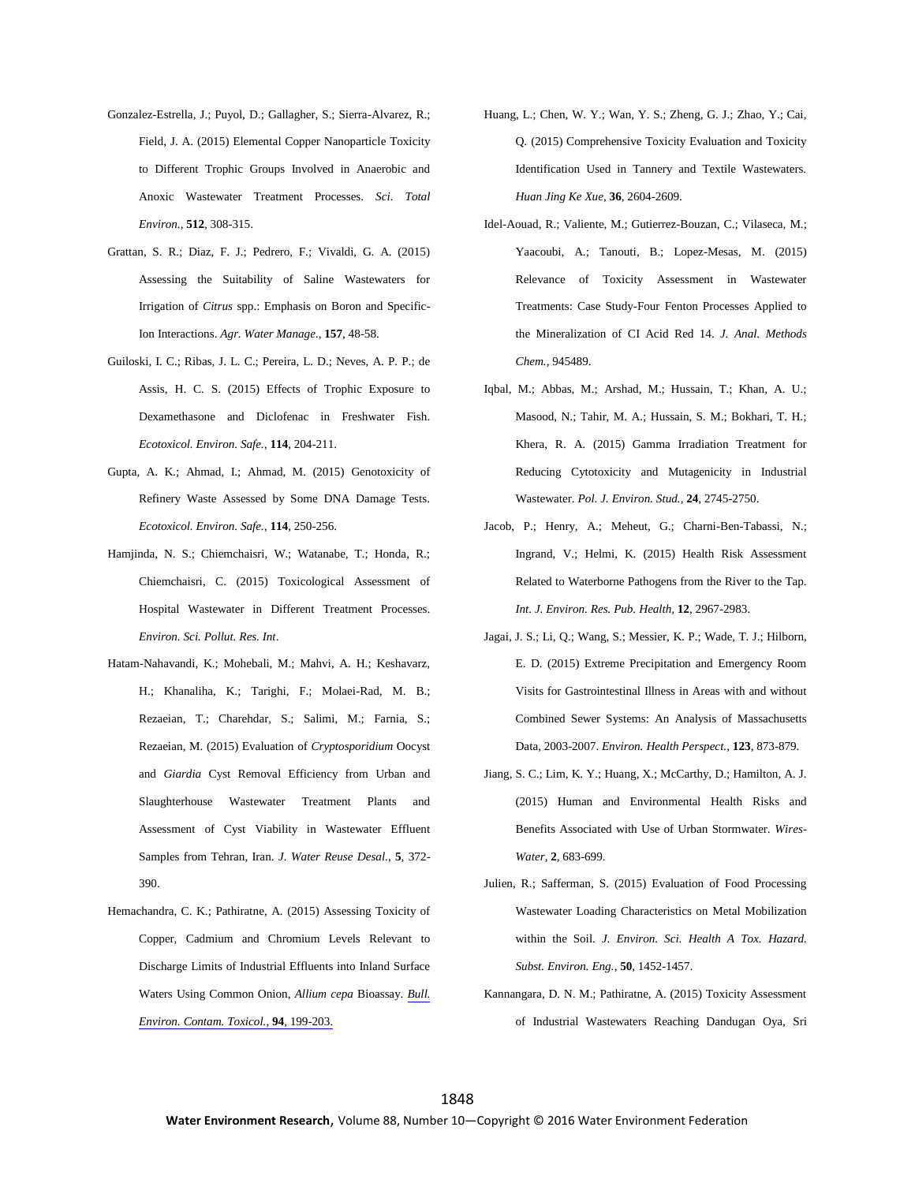Gonzalez-Estrella, J.; Puyol, D.; Gallagher, S.; Sierra-Alvarez, R.; Field, J. A. (2015) Elemental Copper Nanoparticle Toxicity to Different Trophic Groups Involved in Anaerobic and Anoxic Wastewater Treatment Processes. *Sci. Total Environ.*, **512**, 308-315.

Grattan, S. R.; Diaz, F. J.; Pedrero, F.; Vivaldi, G. A. (2015) Assessing the Suitability of Saline Wastewaters for Irrigation of *Citrus* spp.: Emphasis on Boron and Specific-Ion Interactions. *Agr. Water Manage*., **157**, 48-58.

Guiloski, I. C.; Ribas, J. L. C.; Pereira, L. D.; Neves, A. P. P.; de Assis, H. C. S. (2015) Effects of Trophic Exposure to Dexamethasone and Diclofenac in Freshwater Fish. *Ecotoxicol. Environ. Safe.*, **114**, 204-211.

Gupta, A. K.; Ahmad, I.; Ahmad, M. (2015) Genotoxicity of Refinery Waste Assessed by Some DNA Damage Tests. *Ecotoxicol. Environ. Safe.*, **114**, 250-256.

Hamjinda, N. S.; Chiemchaisri, W.; Watanabe, T.; Honda, R.; Chiemchaisri, C. (2015) Toxicological Assessment of Hospital Wastewater in Different Treatment Processes. *Environ. Sci. Pollut. Res. Int*.

Hatam-Nahavandi, K.; Mohebali, M.; Mahvi, A. H.; Keshavarz, H.; Khanaliha, K.; Tarighi, F.; Molaei-Rad, M. B.; Rezaeian, T.; Charehdar, S.; Salimi, M.; Farnia, S.; Rezaeian, M. (2015) Evaluation of *Cryptosporidium* Oocyst and *Giardia* Cyst Removal Efficiency from Urban and Slaughterhouse Wastewater Treatment Plants and Assessment of Cyst Viability in Wastewater Effluent Samples from Tehran, Iran. *J. Water Reuse Desal.*, **5**, 372-390.

Hemachandra, C. K.; Pathiratne, A. (2015) Assessing Toxicity of Copper, Cadmium and Chromium Levels Relevant to Discharge Limits of Industrial Effluents into Inland Surface Waters Using Common Onion, *Allium cepa* Bioassay. *Bull. Environ. Contam. Toxicol.*, **94**, 199-203.

Huang, L.; Chen, W. Y.; Wan, Y. S.; Zheng, G. J.; Zhao, Y.; Cai, Q. (2015) Comprehensive Toxicity Evaluation and Toxicity Identification Used in Tannery and Textile Wastewaters. *Huan Jing Ke Xue*, **36**, 2604-2609.

Idel-Aouad, R.; Valiente, M.; Gutierrez-Bouzan, C.; Vilaseca, M.; Yaacoubi, A.; Tanouti, B.; Lopez-Mesas, M. (2015) Relevance of Toxicity Assessment in Wastewater Treatments: Case Study-Four Fenton Processes Applied to the Mineralization of CI Acid Red 14. *J. Anal. Methods Chem.*, 945489.

Iqbal, M.; Abbas, M.; Arshad, M.; Hussain, T.; Khan, A. U.; Masood, N.; Tahir, M. A.; Hussain, S. M.; Bokhari, T. H.; Khera, R. A. (2015) Gamma Irradiation Treatment for Reducing Cytotoxicity and Mutagenicity in Industrial Wastewater. *Pol. J. Environ. Stud.*, **24**, 2745-2750.

Jacob, P.; Henry, A.; Meheut, G.; Charni-Ben-Tabassi, N.; Ingrand, V.; Helmi, K. (2015) Health Risk Assessment Related to Waterborne Pathogens from the River to the Tap. *Int. J. Environ. Res. Pub. Health*, **12**, 2967-2983.

Jagai, J. S.; Li, Q.; Wang, S.; Messier, K. P.; Wade, T. J.; Hilborn, E. D. (2015) Extreme Precipitation and Emergency Room Visits for Gastrointestinal Illness in Areas with and without Combined Sewer Systems: An Analysis of Massachusetts Data, 2003-2007. *Environ. Health Perspect.*, **123**, 873-879.

Jiang, S. C.; Lim, K. Y.; Huang, X.; McCarthy, D.; Hamilton, A. J. (2015) Human and Environmental Health Risks and Benefits Associated with Use of Urban Stormwater. *Wires-Water*, **2**, 683-699.

Julien, R.; Safferman, S. (2015) Evaluation of Food Processing Wastewater Loading Characteristics on Metal Mobilization within the Soil. *J. Environ. Sci. Health A Tox. Hazard. Subst. Environ. Eng.*, **50**, 1452-1457.

Kannangara, D. N. M.; Pathiratne, A. (2015) Toxicity Assessment of Industrial Wastewaters Reaching Dandugan Oya, Sri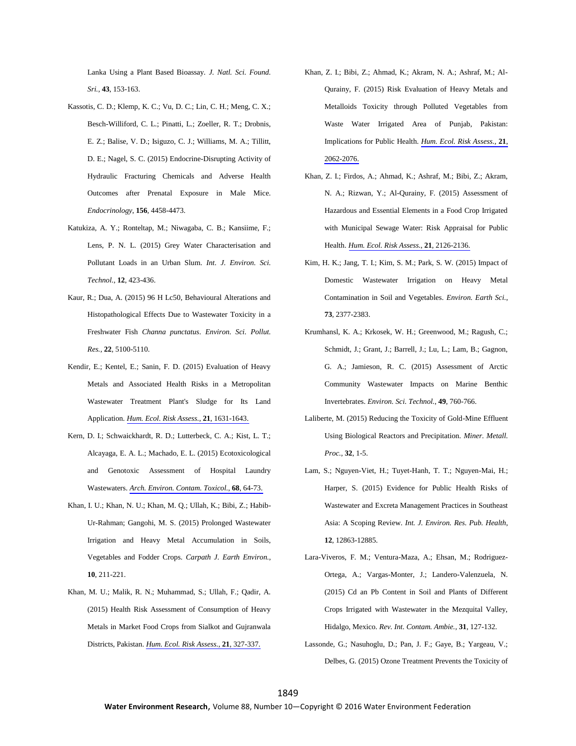Lanka Using a Plant Based Bioassay. *J. Natl. Sci. Found. Sri.*, **43**, 153-163.

Kassotis, C. D.; Klemp, K. C.; Vu, D. C.; Lin, C. H.; Meng, C. X.; Besch-Williford, C. L.; Pinatti, L.; Zoeller, R. T.; Drobnis, E. Z.; Balise, V. D.; Isiguzo, C. J.; Williams, M. A.; Tillitt, D. E.; Nagel, S. C. (2015) Endocrine-Disrupting Activity of Hydraulic Fracturing Chemicals and Adverse Health Outcomes after Prenatal Exposure in Male Mice. *Endocrinology*, **156**, 4458-4473.

Katukiza, A. Y.; Ronteltap, M.; Niwagaba, C. B.; Kansiime, F.; Lens, P. N. L. (2015) Grey Water Characterisation and Pollutant Loads in an Urban Slum. *Int. J. Environ. Sci. Technol.*, **12**, 423-436.

Kaur, R.; Dua, A. (2015) 96 H Lc50, Behavioural Alterations and Histopathological Effects Due to Wastewater Toxicity in a Freshwater Fish *Channa punctatus*. *Environ. Sci. Pollut. Res.*, **22**, 5100-5110.

Kendir, E.; Kentel, E.; Sanin, F. D. (2015) Evaluation of Heavy Metals and Associated Health Risks in a Metropolitan Wastewater Treatment Plant's Sludge for Its Land Application. *Hum. Ecol. Risk Assess.*, **21**, 1631-1643.

Kern, D. I.; Schwaickhardt, R. D.; Lutterbeck, C. A.; Kist, L. T.; Alcayaga, E. A. L.; Machado, E. L. (2015) Ecotoxicological and Genotoxic Assessment of Hospital Laundry Wastewaters. *Arch. Environ. Contam. Toxicol.*, **68**, 64-73.

Khan, I. U.; Khan, N. U.; Khan, M. Q.; Ullah, K.; Bibi, Z.; Habib-Ur-Rahman; Gangohi, M. S. (2015) Prolonged Wastewater Irrigation and Heavy Metal Accumulation in Soils, Vegetables and Fodder Crops. *Carpath J. Earth Environ.*, **10**, 211-221.

Khan, M. U.; Malik, R. N.; Muhammad, S.; Ullah, F.; Qadir, A. (2015) Health Risk Assessment of Consumption of Heavy Metals in Market Food Crops from Sialkot and Gujranwala Districts, Pakistan. *Hum. Ecol. Risk Assess.*, **21**, 327-337.

Khan, Z. I.; Bibi, Z.; Ahmad, K.; Akram, N. A.; Ashraf, M.; Al-Qurainy, F. (2015) Risk Evaluation of Heavy Metals and Metalloids Toxicity through Polluted Vegetables from Waste Water Irrigated Area of Punjab, Pakistan: Implications for Public Health. *Hum. Ecol. Risk Assess.*, **21**, 2062-2076.

Khan, Z. I.; Firdos, A.; Ahmad, K.; Ashraf, M.; Bibi, Z.; Akram, N. A.; Rizwan, Y.; Al-Qurainy, F. (2015) Assessment of Hazardous and Essential Elements in a Food Crop Irrigated with Municipal Sewage Water: Risk Appraisal for Public Health. *Hum. Ecol. Risk Assess.*, **21**, 2126-2136.

Kim, H. K.; Jang, T. I.; Kim, S. M.; Park, S. W. (2015) Impact of Domestic Wastewater Irrigation on Heavy Metal Contamination in Soil and Vegetables. *Environ. Earth Sci.*, **73**, 2377-2383.

Krumhansl, K. A.; Krkosek, W. H.; Greenwood, M.; Ragush, C.; Schmidt, J.; Grant, J.; Barrell, J.; Lu, L.; Lam, B.; Gagnon, G. A.; Jamieson, R. C. (2015) Assessment of Arctic Community Wastewater Impacts on Marine Benthic Invertebrates. *Environ. Sci. Technol.*, **49**, 760-766.

Laliberte, M. (2015) Reducing the Toxicity of Gold-Mine Effluent Using Biological Reactors and Precipitation. *Miner. Metall. Proc.*, **32**, 1-5.

Lam, S.; Nguyen-Viet, H.; Tuyet-Hanh, T. T.; Nguyen-Mai, H.; Harper, S. (2015) Evidence for Public Health Risks of Wastewater and Excreta Management Practices in Southeast Asia: A Scoping Review. *Int. J. Environ. Res. Pub. Health*, **12**, 12863-12885.

Lara-Viveros, F. M.; Ventura-Maza, A.; Ehsan, M.; Rodriguez-Ortega, A.; Vargas-Monter, J.; Landero-Valenzuela, N. (2015) Cd an Pb Content in Soil and Plants of Different Crops Irrigated with Wastewater in the Mezquital Valley, Hidalgo, Mexico. *Rev. Int. Contam. Ambie.*, **31**, 127-132.

Lassonde, G.; Nasuhoglu, D.; Pan, J. F.; Gaye, B.; Yargeau, V.; Delbes, G. (2015) Ozone Treatment Prevents the Toxicity of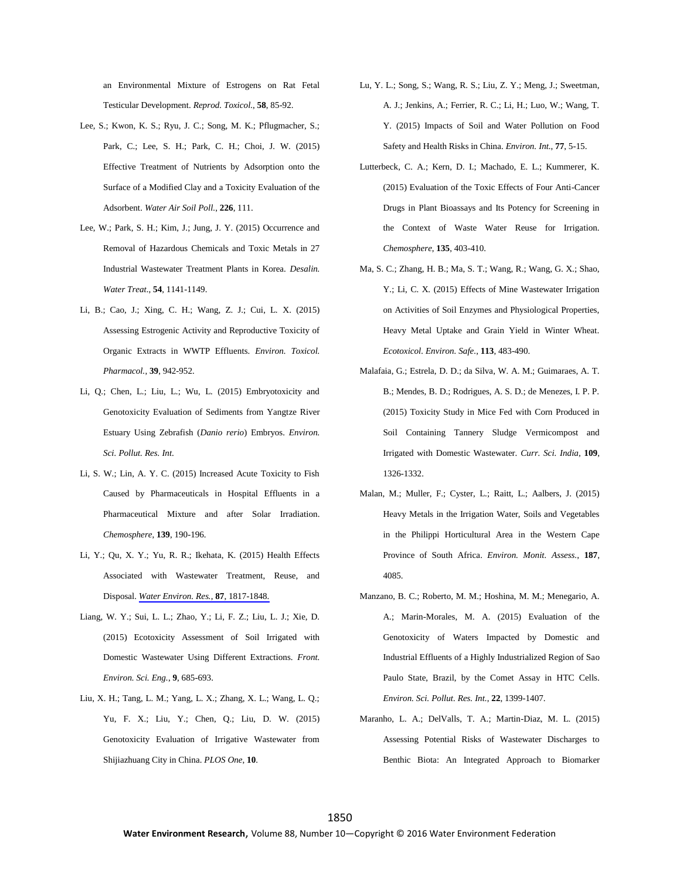an Environmental Mixture of Estrogens on Rat Fetal Testicular Development. *Reprod. Toxicol.*, **58**, 85-92.

Lee, S.; Kwon, K. S.; Ryu, J. C.; Song, M. K.; Pflugmacher, S.; Park, C.; Lee, S. H.; Park, C. H.; Choi, J. W. (2015) Effective Treatment of Nutrients by Adsorption onto the Surface of a Modified Clay and a Toxicity Evaluation of the Adsorbent. *Water Air Soil Poll.*, **226**, 111.

Lee, W.; Park, S. H.; Kim, J.; Jung, J. Y. (2015) Occurrence and Removal of Hazardous Chemicals and Toxic Metals in 27 Industrial Wastewater Treatment Plants in Korea. *Desalin. Water Treat.*, **54**, 1141-1149.

Li, B.; Cao, J.; Xing, C. H.; Wang, Z. J.; Cui, L. X. (2015) Assessing Estrogenic Activity and Reproductive Toxicity of Organic Extracts in WWTP Effluents. *Environ. Toxicol. Pharmacol.*, **39**, 942-952.

Li, Q.; Chen, L.; Liu, L.; Wu, L. (2015) Embryotoxicity and Genotoxicity Evaluation of Sediments from Yangtze River Estuary Using Zebrafish (*Danio rerio*) Embryos. *Environ. Sci. Pollut. Res. Int.*

Li, S. W.; Lin, A. Y. C. (2015) Increased Acute Toxicity to Fish Caused by Pharmaceuticals in Hospital Effluents in a Pharmaceutical Mixture and after Solar Irradiation. *Chemosphere*, **139**, 190-196.

Li, Y.; Qu, X. Y.; Yu, R. R.; Ikehata, K. (2015) Health Effects Associated with Wastewater Treatment, Reuse, and Disposal. *Water Environ. Res.*, **87**, 1817-1848.

Liang, W. Y.; Sui, L. L.; Zhao, Y.; Li, F. Z.; Liu, L. J.; Xie, D. (2015) Ecotoxicity Assessment of Soil Irrigated with Domestic Wastewater Using Different Extractions. *Front. Environ. Sci. Eng.*, **9**, 685-693.

Liu, X. H.; Tang, L. M.; Yang, L. X.; Zhang, X. L.; Wang, L. Q.; Yu, F. X.; Liu, Y.; Chen, Q.; Liu, D. W. (2015) Genotoxicity Evaluation of Irrigative Wastewater from Shijiazhuang City in China. *PLOS One*, **10**.

Lu, Y. L.; Song, S.; Wang, R. S.; Liu, Z. Y.; Meng, J.; Sweetman, A. J.; Jenkins, A.; Ferrier, R. C.; Li, H.; Luo, W.; Wang, T. Y. (2015) Impacts of Soil and Water Pollution on Food Safety and Health Risks in China. *Environ. Int.*, **77**, 5-15.

Lutterbeck, C. A.; Kern, D. I.; Machado, E. L.; Kummerer, K. (2015) Evaluation of the Toxic Effects of Four Anti-Cancer Drugs in Plant Bioassays and Its Potency for Screening in the Context of Waste Water Reuse for Irrigation. *Chemosphere*, **135**, 403-410.

Ma, S. C.; Zhang, H. B.; Ma, S. T.; Wang, R.; Wang, G. X.; Shao, Y.; Li, C. X. (2015) Effects of Mine Wastewater Irrigation on Activities of Soil Enzymes and Physiological Properties, Heavy Metal Uptake and Grain Yield in Winter Wheat. *Ecotoxicol. Environ. Safe.*, **113**, 483-490.

Malafaia, G.; Estrela, D. D.; da Silva, W. A. M.; Guimaraes, A. T. B.; Mendes, B. D.; Rodrigues, A. S. D.; de Menezes, I. P. P. (2015) Toxicity Study in Mice Fed with Corn Produced in Soil Containing Tannery Sludge Vermicompost and Irrigated with Domestic Wastewater. *Curr. Sci. India*, **109**, 1326-1332.

Malan, M.; Muller, F.; Cyster, L.; Raitt, L.; Aalbers, J. (2015) Heavy Metals in the Irrigation Water, Soils and Vegetables in the Philippi Horticultural Area in the Western Cape Province of South Africa. *Environ. Monit. Assess.*, **187**, 4085.

Manzano, B. C.; Roberto, M. M.; Hoshina, M. M.; Menegario, A. A.; Marin-Morales, M. A. (2015) Evaluation of the Genotoxicity of Waters Impacted by Domestic and Industrial Effluents of a Highly Industrialized Region of Sao Paulo State, Brazil, by the Comet Assay in HTC Cells. *Environ. Sci. Pollut. Res. Int.*, **22**, 1399-1407.

Maranho, L. A.; DelValls, T. A.; Martin-Diaz, M. L. (2015) Assessing Potential Risks of Wastewater Discharges to Benthic Biota: An Integrated Approach to Biomarker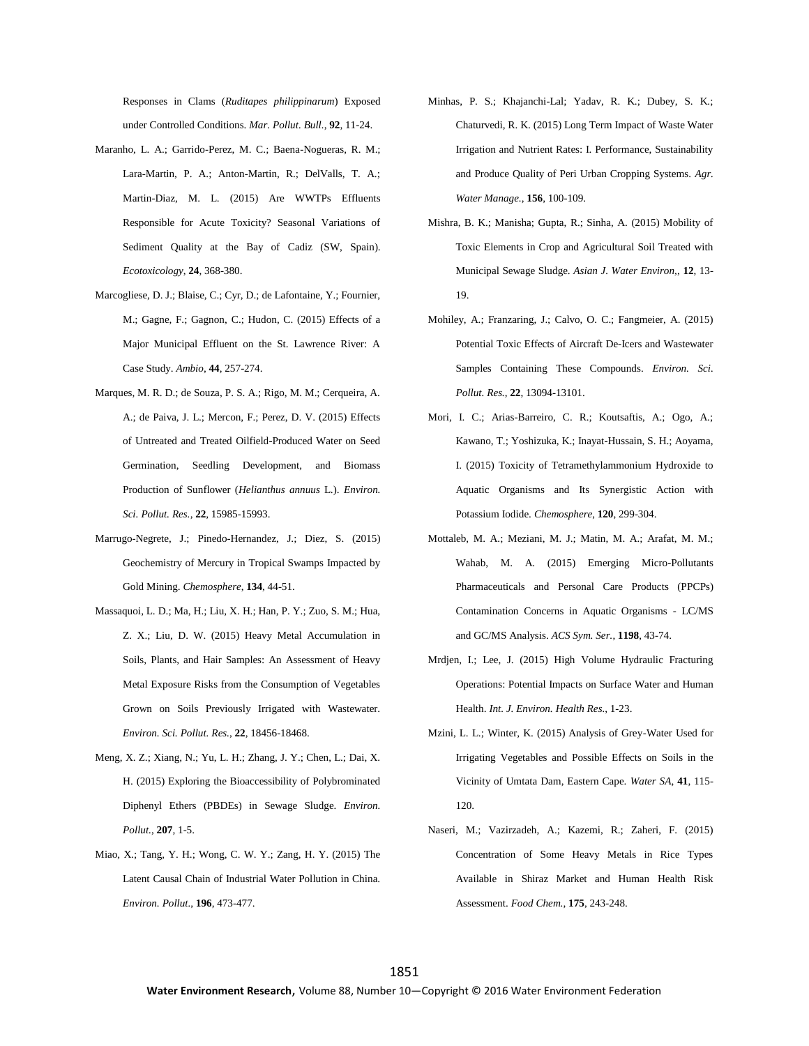Responses in Clams (*Ruditapes philippinarum*) Exposed under Controlled Conditions. *Mar. Pollut. Bull.*, **92**, 11-24.

Maranho, L. A.; Garrido-Perez, M. C.; Baena-Nogueras, R. M.; Lara-Martin, P. A.; Anton-Martin, R.; DelValls, T. A.; Martin-Diaz, M. L. (2015) Are WWTPs Effluents Responsible for Acute Toxicity? Seasonal Variations of Sediment Quality at the Bay of Cadiz (SW, Spain). *Ecotoxicology*, **24**, 368-380.

Marcogliese, D. J.; Blaise, C.; Cyr, D.; de Lafontaine, Y.; Fournier, M.; Gagne, F.; Gagnon, C.; Hudon, C. (2015) Effects of a Major Municipal Effluent on the St. Lawrence River: A Case Study. *Ambio*, **44**, 257-274.

Marques, M. R. D.; de Souza, P. S. A.; Rigo, M. M.; Cerqueira, A. A.; de Paiva, J. L.; Mercon, F.; Perez, D. V. (2015) Effects of Untreated and Treated Oilfield-Produced Water on Seed Germination, Seedling Development, and Biomass Production of Sunflower (*Helianthus annuus* L.). *Environ. Sci. Pollut. Res.*, **22**, 15985-15993.

Marrugo-Negrete, J.; Pinedo-Hernandez, J.; Diez, S. (2015) Geochemistry of Mercury in Tropical Swamps Impacted by Gold Mining. *Chemosphere*, **134**, 44-51.

Massaquoi, L. D.; Ma, H.; Liu, X. H.; Han, P. Y.; Zuo, S. M.; Hua, Z. X.; Liu, D. W. (2015) Heavy Metal Accumulation in Soils, Plants, and Hair Samples: An Assessment of Heavy Metal Exposure Risks from the Consumption of Vegetables Grown on Soils Previously Irrigated with Wastewater. *Environ. Sci. Pollut. Res.*, **22**, 18456-18468.

Meng, X. Z.; Xiang, N.; Yu, L. H.; Zhang, J. Y.; Chen, L.; Dai, X. H. (2015) Exploring the Bioaccessibility of Polybrominated Diphenyl Ethers (PBDEs) in Sewage Sludge. *Environ. Pollut.*, **207**, 1-5.

Miao, X.; Tang, Y. H.; Wong, C. W. Y.; Zang, H. Y. (2015) The Latent Causal Chain of Industrial Water Pollution in China. *Environ. Pollut.*, **196**, 473-477.

Minhas, P. S.; Khajanchi-Lal; Yadav, R. K.; Dubey, S. K.; Chaturvedi, R. K. (2015) Long Term Impact of Waste Water Irrigation and Nutrient Rates: I. Performance, Sustainability and Produce Quality of Peri Urban Cropping Systems. *Agr. Water Manage.*, **156**, 100-109.

Mishra, B. K.; Manisha; Gupta, R.; Sinha, A. (2015) Mobility of Toxic Elements in Crop and Agricultural Soil Treated with Municipal Sewage Sludge. *Asian J. Water Environ,*, **12**, 13-19.

Mohiley, A.; Franzaring, J.; Calvo, O. C.; Fangmeier, A. (2015) Potential Toxic Effects of Aircraft De-Icers and Wastewater Samples Containing These Compounds. *Environ. Sci. Pollut. Res.*, **22**, 13094-13101.

Mori, I. C.; Arias-Barreiro, C. R.; Koutsaftis, A.; Ogo, A.; Kawano, T.; Yoshizuka, K.; Inayat-Hussain, S. H.; Aoyama, I. (2015) Toxicity of Tetramethylammonium Hydroxide to Aquatic Organisms and Its Synergistic Action with Potassium Iodide. *Chemosphere*, **120**, 299-304.

Mottaleb, M. A.; Meziani, M. J.; Matin, M. A.; Arafat, M. M.; Wahab, M. A. (2015) Emerging Micro-Pollutants Pharmaceuticals and Personal Care Products (PPCPs) Contamination Concerns in Aquatic Organisms - LC/MS and GC/MS Analysis. *ACS Sym. Ser.*, **1198**, 43-74.

Mrdjen, I.; Lee, J. (2015) High Volume Hydraulic Fracturing Operations: Potential Impacts on Surface Water and Human Health. *Int. J. Environ. Health Res.*, 1-23.

Mzini, L. L.; Winter, K. (2015) Analysis of Grey-Water Used for Irrigating Vegetables and Possible Effects on Soils in the Vicinity of Umtata Dam, Eastern Cape. *Water SA*, **41**, 115-120.

Naseri, M.; Vazirzadeh, A.; Kazemi, R.; Zaheri, F. (2015) Concentration of Some Heavy Metals in Rice Types Available in Shiraz Market and Human Health Risk Assessment. *Food Chem.*, **175**, 243-248.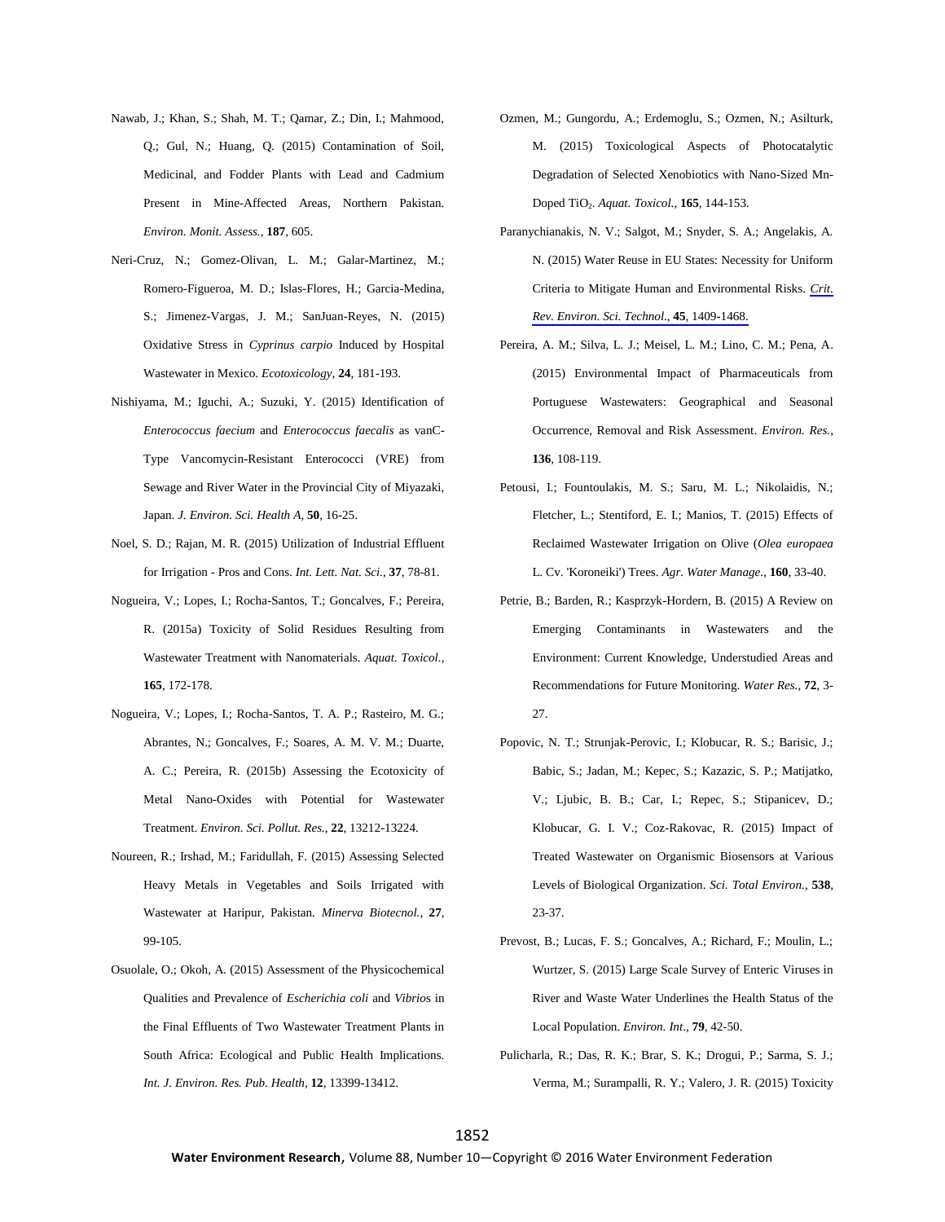Nawab, J.; Khan, S.; Shah, M. T.; Qamar, Z.; Din, I.; Mahmood, Q.; Gul, N.; Huang, Q. (2015) Contamination of Soil, Medicinal, and Fodder Plants with Lead and Cadmium Present in Mine-Affected Areas, Northern Pakistan. *Environ. Monit. Assess.*, **187**, 605.

Neri-Cruz, N.; Gomez-Olivan, L. M.; Galar-Martinez, M.; Romero-Figueroa, M. D.; Islas-Flores, H.; Garcia-Medina, S.; Jimenez-Vargas, J. M.; SanJuan-Reyes, N. (2015) Oxidative Stress in *Cyprinus carpio* Induced by Hospital Wastewater in Mexico. *Ecotoxicology*, **24**, 181-193.

Nishiyama, M.; Iguchi, A.; Suzuki, Y. (2015) Identification of *Enterococcus faecium* and *Enterococcus faecalis* as vanC-Type Vancomycin-Resistant Enterococci (VRE) from Sewage and River Water in the Provincial City of Miyazaki, Japan. *J. Environ. Sci. Health A*, **50**, 16-25.

Noel, S. D.; Rajan, M. R. (2015) Utilization of Industrial Effluent for Irrigation - Pros and Cons. *Int. Lett. Nat. Sci.*, **37**, 78-81.

Nogueira, V.; Lopes, I.; Rocha-Santos, T.; Goncalves, F.; Pereira, R. (2015a) Toxicity of Solid Residues Resulting from Wastewater Treatment with Nanomaterials. *Aquat. Toxicol.*, **165**, 172-178.

Nogueira, V.; Lopes, I.; Rocha-Santos, T. A. P.; Rasteiro, M. G.; Abrantes, N.; Goncalves, F.; Soares, A. M. V. M.; Duarte, A. C.; Pereira, R. (2015b) Assessing the Ecotoxicity of Metal Nano-Oxides with Potential for Wastewater Treatment. *Environ. Sci. Pollut. Res.*, **22**, 13212-13224.

Noureen, R.; Irshad, M.; Faridullah, F. (2015) Assessing Selected Heavy Metals in Vegetables and Soils Irrigated with Wastewater at Haripur, Pakistan. *Minerva Biotecnol.*, **27**, 99-105.

Osuolale, O.; Okoh, A. (2015) Assessment of the Physicochemical Qualities and Prevalence of *Escherichia coli* and *Vibrios* in the Final Effluents of Two Wastewater Treatment Plants in South Africa: Ecological and Public Health Implications. *Int. J. Environ. Res. Pub. Health*, **12**, 13399-13412.

Ozmen, M.; Gungordu, A.; Erdemoglu, S.; Ozmen, N.; Asilturk, M. (2015) Toxicological Aspects of Photocatalytic Degradation of Selected Xenobiotics with Nano-Sized Mn-Doped $TiO_2$. *Aquat. Toxicol.*, **165**, 144-153.

Paranychianakis, N. V.; Salgot, M.; Snyder, S. A.; Angelakis, A. N. (2015) Water Reuse in EU States: Necessity for Uniform Criteria to Mitigate Human and Environmental Risks. *Crit. Rev. Environ. Sci. Technol.*, **45**, 1409-1468.

Pereira, A. M.; Silva, L. J.; Meisel, L. M.; Lino, C. M.; Pena, A. (2015) Environmental Impact of Pharmaceuticals from Portuguese Wastewaters: Geographical and Seasonal Occurrence, Removal and Risk Assessment. *Environ. Res.*, **136**, 108-119.

Petousi, I.; Fountoulakis, M. S.; Saru, M. L.; Nikolaidis, N.; Fletcher, L.; Stentiford, E. I.; Manios, T. (2015) Effects of Reclaimed Wastewater Irrigation on Olive (*Olea europaea* L. Cv. 'Koroneiki') Trees. *Agr. Water Manage.*, **160**, 33-40.

Petrie, B.; Barden, R.; Kasprzyk-Hordern, B. (2015) A Review on Emerging Contaminants in Wastewaters and the Environment: Current Knowledge, Understudied Areas and Recommendations for Future Monitoring. *Water Res.*, **72**, 3-27.

Popovic, N. T.; Strunjak-Perovic, I.; Klobucar, R. S.; Barisic, J.; Babic, S.; Jadan, M.; Kepec, S.; Kazazic, S. P.; Matijatko, V.; Ljubic, B. B.; Car, I.; Repec, S.; Stipanicev, D.; Klobucar, G. I. V.; Coz-Rakovac, R. (2015) Impact of Treated Wastewater on Organismic Biosensors at Various Levels of Biological Organization. *Sci. Total Environ.*, **538**, 23-37.

Prevost, B.; Lucas, F. S.; Goncalves, A.; Richard, F.; Moulin, L.; Wurtzer, S. (2015) Large Scale Survey of Enteric Viruses in River and Waste Water Underlines the Health Status of the Local Population. *Environ. Int.*, **79**, 42-50.

Pulicharla, R.; Das, R. K.; Brar, S. K.; Drogui, P.; Sarma, S. J.; Verma, M.; Surampalli, R. Y.; Valero, J. R. (2015) Toxicity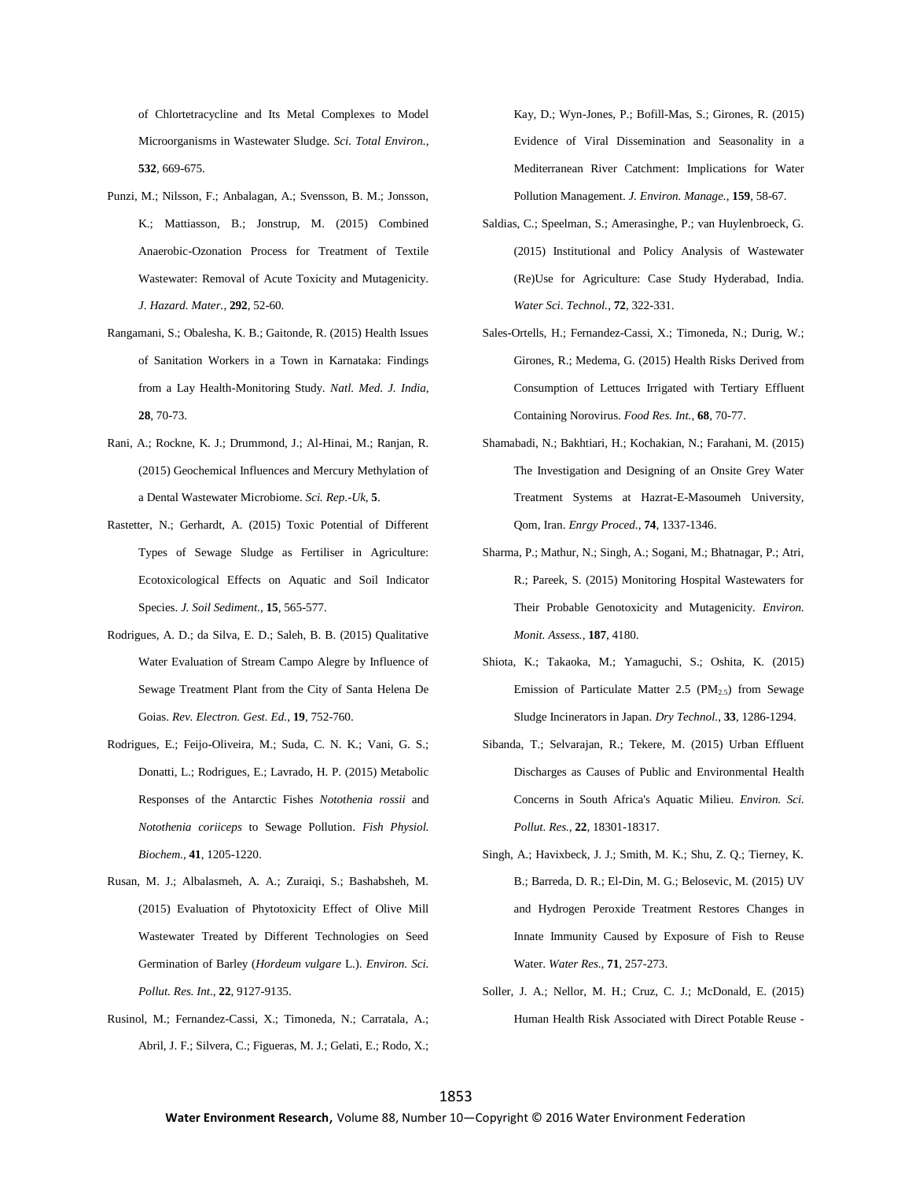of Chlortetracycline and Its Metal Complexes to Model Microorganisms in Wastewater Sludge. *Sci. Total Environ.*, **532**, 669-675.

Punzi, M.; Nilsson, F.; Anbalagan, A.; Svensson, B. M.; Jonsson, K.; Mattiasson, B.; Jonstrup, M. (2015) Combined Anaerobic-Ozonation Process for Treatment of Textile Wastewater: Removal of Acute Toxicity and Mutagenicity. *J. Hazard. Mater.*, **292**, 52-60.

Rangamani, S.; Obalesha, K. B.; Gaitonde, R. (2015) Health Issues of Sanitation Workers in a Town in Karnataka: Findings from a Lay Health-Monitoring Study. *Natl. Med. J. India*, **28**, 70-73.

Rani, A.; Rockne, K. J.; Drummond, J.; Al-Hinai, M.; Ranjan, R. (2015) Geochemical Influences and Mercury Methylation of a Dental Wastewater Microbiome. *Sci. Rep.-Uk*, **5**.

Rastetter, N.; Gerhardt, A. (2015) Toxic Potential of Different Types of Sewage Sludge as Fertiliser in Agriculture: Ecotoxicological Effects on Aquatic and Soil Indicator Species. *J. Soil Sediment.*, **15**, 565-577.

Rodrigues, A. D.; da Silva, E. D.; Saleh, B. B. (2015) Qualitative Water Evaluation of Stream Campo Alegre by Influence of Sewage Treatment Plant from the City of Santa Helena De Goias. *Rev. Electron. Gest. Ed.*, **19**, 752-760.

Rodrigues, E.; Feijo-Oliveira, M.; Suda, C. N. K.; Vani, G. S.; Donatti, L.; Rodrigues, E.; Lavrado, H. P. (2015) Metabolic Responses of the Antarctic Fishes *Notothenia rossii* and *Notothenia coriiceps* to Sewage Pollution. *Fish Physiol. Biochem.*, **41**, 1205-1220.

Rusan, M. J.; Albalasmeh, A. A.; Zuraiqi, S.; Bashabsheh, M. (2015) Evaluation of Phytotoxicity Effect of Olive Mill Wastewater Treated by Different Technologies on Seed Germination of Barley (*Hordeum vulgare* L.). *Environ. Sci. Pollut. Res. Int.*, **22**, 9127-9135.

Rusinol, M.; Fernandez-Cassi, X.; Timoneda, N.; Carratala, A.; Abril, J. F.; Silvera, C.; Figueras, M. J.; Gelati, E.; Rodo, X.; Kay, D.; Wyn-Jones, P.; Bofill-Mas, S.; Girones, R. (2015) Evidence of Viral Dissemination and Seasonality in a Mediterranean River Catchment: Implications for Water Pollution Management. *J. Environ. Manage.*, **159**, 58-67.

Saldias, C.; Speelman, S.; Amerasinghe, P.; van Huylenbroeck, G. (2015) Institutional and Policy Analysis of Wastewater (Re)Use for Agriculture: Case Study Hyderabad, India. *Water Sci. Technol.*, **72**, 322-331.

Sales-Ortells, H.; Fernandez-Cassi, X.; Timoneda, N.; Durig, W.; Girones, R.; Medema, G. (2015) Health Risks Derived from Consumption of Lettuces Irrigated with Tertiary Effluent Containing Norovirus. *Food Res. Int.*, **68**, 70-77.

Shamabadi, N.; Bakhtiari, H.; Kochakian, N.; Farahani, M. (2015) The Investigation and Designing of an Onsite Grey Water Treatment Systems at Hazrat-E-Masoumeh University, Qom, Iran. *Enrgy Proced.*, **74**, 1337-1346.

Sharma, P.; Mathur, N.; Singh, A.; Sogani, M.; Bhatnagar, P.; Atri, R.; Pareek, S. (2015) Monitoring Hospital Wastewaters for Their Probable Genotoxicity and Mutagenicity. *Environ. Monit. Assess.*, **187**, 4180.

Shiota, K.; Takaoka, M.; Yamaguchi, S.; Oshita, K. (2015) Emission of Particulate Matter 2.5 ($PM_{2.5}$) from Sewage Sludge Incinerators in Japan. *Dry Technol.*, **33**, 1286-1294.

Sibanda, T.; Selvarajan, R.; Tekere, M. (2015) Urban Effluent Discharges as Causes of Public and Environmental Health Concerns in South Africa's Aquatic Milieu. *Environ. Sci. Pollut. Res.*, **22**, 18301-18317.

Singh, A.; Havixbeck, J. J.; Smith, M. K.; Shu, Z. Q.; Tierney, K. B.; Barreda, D. R.; El-Din, M. G.; Belosevic, M. (2015) UV and Hydrogen Peroxide Treatment Restores Changes in Innate Immunity Caused by Exposure of Fish to Reuse Water. *Water Res.*, **71**, 257-273.

Soller, J. A.; Nellor, M. H.; Cruz, C. J.; McDonald, E. (2015) Human Health Risk Associated with Direct Potable Reuse -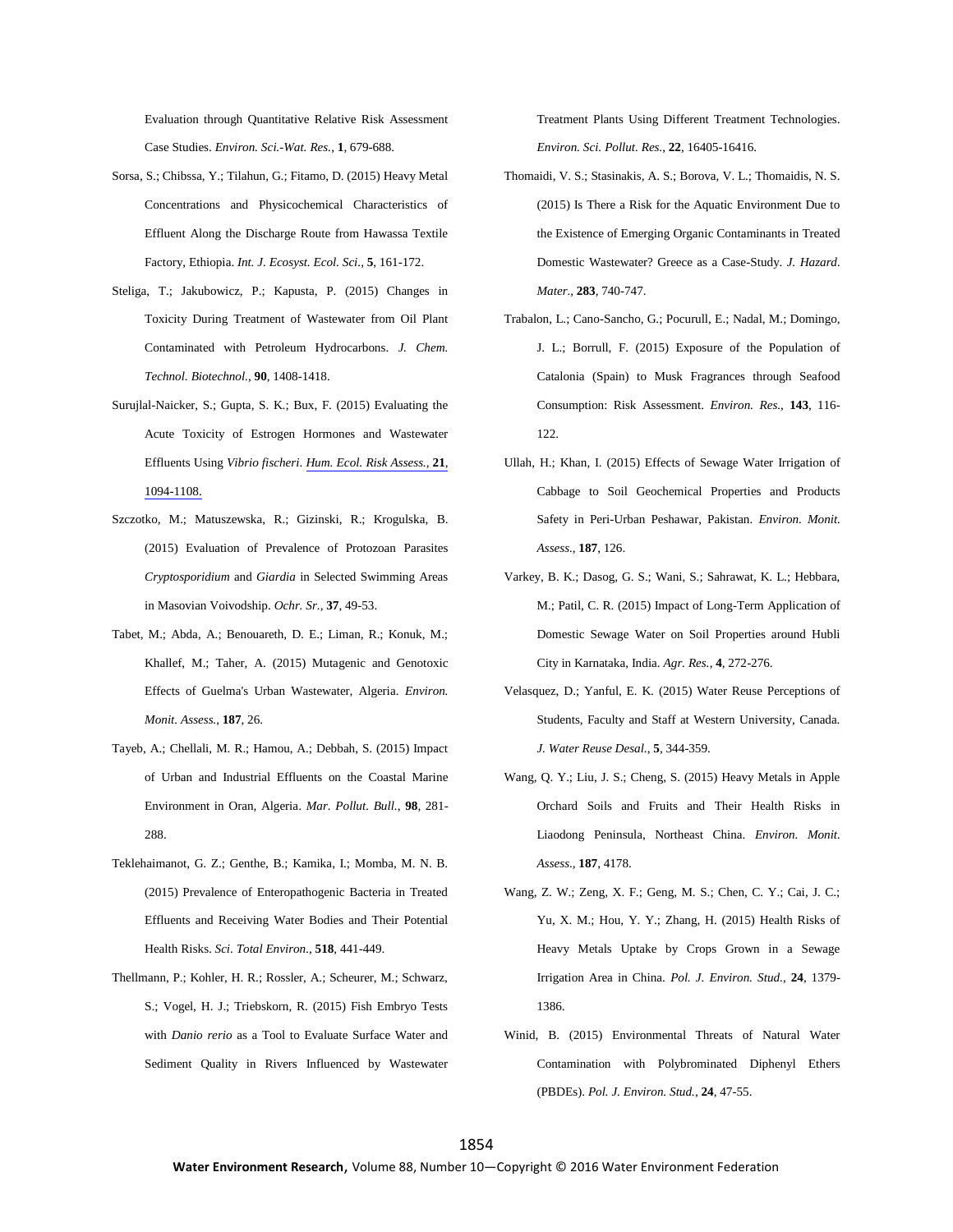Evaluation through Quantitative Relative Risk Assessment Case Studies. *Environ. Sci.-Wat. Res.*, **1**, 679-688.

Sorsa, S.; Chibssa, Y.; Tilahun, G.; Fitamo, D. (2015) Heavy Metal Concentrations and Physicochemical Characteristics of Effluent Along the Discharge Route from Hawassa Textile Factory, Ethiopia. *Int. J. Ecosyst. Ecol. Sci.*, **5**, 161-172.

Steliga, T.; Jakubowicz, P.; Kapusta, P. (2015) Changes in Toxicity During Treatment of Wastewater from Oil Plant Contaminated with Petroleum Hydrocarbons. *J. Chem. Technol. Biotechnol.*, **90**, 1408-1418.

Surujlal-Naicker, S.; Gupta, S. K.; Bux, F. (2015) Evaluating the Acute Toxicity of Estrogen Hormones and Wastewater Effluents Using *Vibrio fischeri*. *Hum. Ecol. Risk Assess.*, **21**, 1094-1108.

Szczotko, M.; Matuszewska, R.; Gizinski, R.; Krogulska, B. (2015) Evaluation of Prevalence of Protozoan Parasites *Cryptosporidium* and *Giardia* in Selected Swimming Areas in Masovian Voivodship. *Ochr. Sr.*, **37**, 49-53.

Tabet, M.; Abda, A.; Benouareth, D. E.; Liman, R.; Konuk, M.; Khallef, M.; Taher, A. (2015) Mutagenic and Genotoxic Effects of Guelma's Urban Wastewater, Algeria. *Environ. Monit. Assess.*, **187**, 26.

Tayeb, A.; Chellali, M. R.; Hamou, A.; Debbah, S. (2015) Impact of Urban and Industrial Effluents on the Coastal Marine Environment in Oran, Algeria. *Mar. Pollut. Bull.*, **98**, 281-288.

Teklehaimanot, G. Z.; Genthe, B.; Kamika, I.; Momba, M. N. B. (2015) Prevalence of Enteropathogenic Bacteria in Treated Effluents and Receiving Water Bodies and Their Potential Health Risks. *Sci. Total Environ.*, **518**, 441-449.

Thellmann, P.; Kohler, H. R.; Rossler, A.; Scheurer, M.; Schwarz, S.; Vogel, H. J.; Triebskorn, R. (2015) Fish Embryo Tests with *Danio rerio* as a Tool to Evaluate Surface Water and Sediment Quality in Rivers Influenced by Wastewater Treatment Plants Using Different Treatment Technologies. *Environ. Sci. Pollut. Res.*, **22**, 16405-16416.

Thomaidi, V. S.; Stasinakis, A. S.; Borova, V. L.; Thomaidis, N. S. (2015) Is There a Risk for the Aquatic Environment Due to the Existence of Emerging Organic Contaminants in Treated Domestic Wastewater? Greece as a Case-Study. *J. Hazard. Mater.*, **283**, 740-747.

Trabalon, L.; Cano-Sancho, G.; Pocurull, E.; Nadal, M.; Domingo, J. L.; Borrull, F. (2015) Exposure of the Population of Catalonia (Spain) to Musk Fragrances through Seafood Consumption: Risk Assessment. *Environ. Res.*, **143**, 116-122.

Ullah, H.; Khan, I. (2015) Effects of Sewage Water Irrigation of Cabbage to Soil Geochemical Properties and Products Safety in Peri-Urban Peshawar, Pakistan. *Environ. Monit. Assess.*, **187**, 126.

Varkey, B. K.; Dasog, G. S.; Wani, S.; Sahrawat, K. L.; Hebbara, M.; Patil, C. R. (2015) Impact of Long-Term Application of Domestic Sewage Water on Soil Properties around Hubli City in Karnataka, India. *Agr. Res.*, **4**, 272-276.

Velasquez, D.; Yanful, E. K. (2015) Water Reuse Perceptions of Students, Faculty and Staff at Western University, Canada. *J. Water Reuse Desal.*, **5**, 344-359.

Wang, Q. Y.; Liu, J. S.; Cheng, S. (2015) Heavy Metals in Apple Orchard Soils and Fruits and Their Health Risks in Liaodong Peninsula, Northeast China. *Environ. Monit. Assess.*, **187**, 4178.

Wang, Z. W.; Zeng, X. F.; Geng, M. S.; Chen, C. Y.; Cai, J. C.; Yu, X. M.; Hou, Y. Y.; Zhang, H. (2015) Health Risks of Heavy Metals Uptake by Crops Grown in a Sewage Irrigation Area in China. *Pol. J. Environ. Stud.*, **24**, 1379-1386.

Winid, B. (2015) Environmental Threats of Natural Water Contamination with Polybrominated Diphenyl Ethers (PBDEs). *Pol. J. Environ. Stud.*, **24**, 47-55.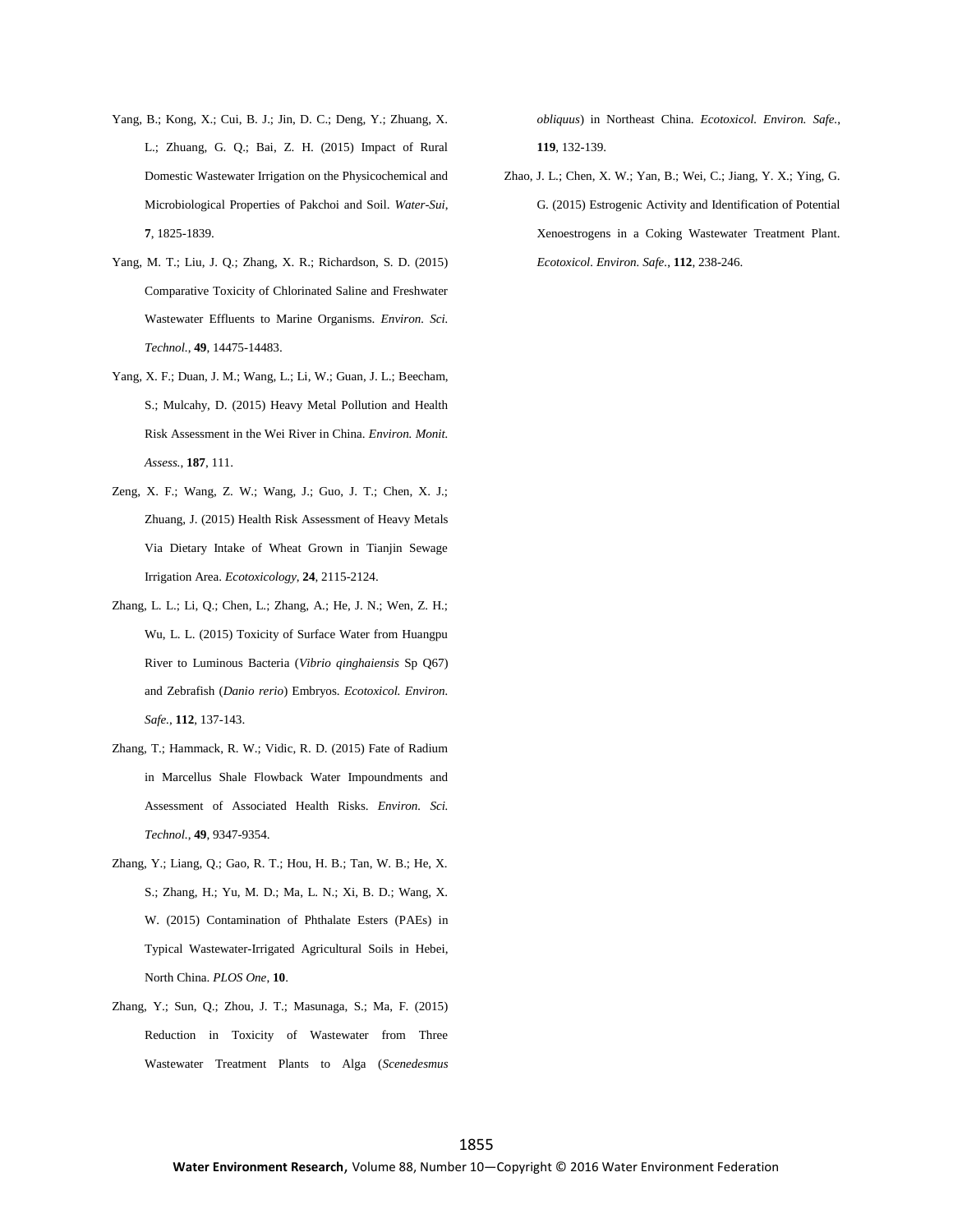Yang, B.; Kong, X.; Cui, B. J.; Jin, D. C.; Deng, Y.; Zhuang, X. L.; Zhuang, G. Q.; Bai, Z. H. (2015) Impact of Rural Domestic Wastewater Irrigation on the Physicochemical and Microbiological Properties of Pakchoi and Soil. *Water-Sui*, **7**, 1825-1839.

Yang, M. T.; Liu, J. Q.; Zhang, X. R.; Richardson, S. D. (2015) Comparative Toxicity of Chlorinated Saline and Freshwater Wastewater Effluents to Marine Organisms. *Environ. Sci. Technol.*, **49**, 14475-14483.

Yang, X. F.; Duan, J. M.; Wang, L.; Li, W.; Guan, J. L.; Beecham, S.; Mulcahy, D. (2015) Heavy Metal Pollution and Health Risk Assessment in the Wei River in China. *Environ. Monit. Assess.*, **187**, 111.

Zeng, X. F.; Wang, Z. W.; Wang, J.; Guo, J. T.; Chen, X. J.; Zhuang, J. (2015) Health Risk Assessment of Heavy Metals Via Dietary Intake of Wheat Grown in Tianjin Sewage Irrigation Area. *Ecotoxicology*, **24**, 2115-2124.

Zhang, L. L.; Li, Q.; Chen, L.; Zhang, A.; He, J. N.; Wen, Z. H.; Wu, L. L. (2015) Toxicity of Surface Water from Huangpu River to Luminous Bacteria (*Vibrio qinghaiensis* Sp Q67) and Zebrafish (*Danio rerio*) Embryos. *Ecotoxicol. Environ. Safe.*, **112**, 137-143.

Zhang, T.; Hammack, R. W.; Vidic, R. D. (2015) Fate of Radium in Marcellus Shale Flowback Water Impoundments and Assessment of Associated Health Risks. *Environ. Sci. Technol.*, **49**, 9347-9354.

Zhang, Y.; Liang, Q.; Gao, R. T.; Hou, H. B.; Tan, W. B.; He, X. S.; Zhang, H.; Yu, M. D.; Ma, L. N.; Xi, B. D.; Wang, X. W. (2015) Contamination of Phthalate Esters (PAEs) in Typical Wastewater-Irrigated Agricultural Soils in Hebei, North China. *PLOS One*, **10**.

Zhang, Y.; Sun, Q.; Zhou, J. T.; Masunaga, S.; Ma, F. (2015) Reduction in Toxicity of Wastewater from Three Wastewater Treatment Plants to Alga (*Scenedesmus obliquus*) in Northeast China. *Ecotoxicol. Environ. Safe.*, **119**, 132-139.

Zhao, J. L.; Chen, X. W.; Yan, B.; Wei, C.; Jiang, Y. X.; Ying, G. G. (2015) Estrogenic Activity and Identification of Potential Xenoestrogens in a Coking Wastewater Treatment Plant. *Ecotoxicol. Environ. Safe.*, **112**, 238-246.